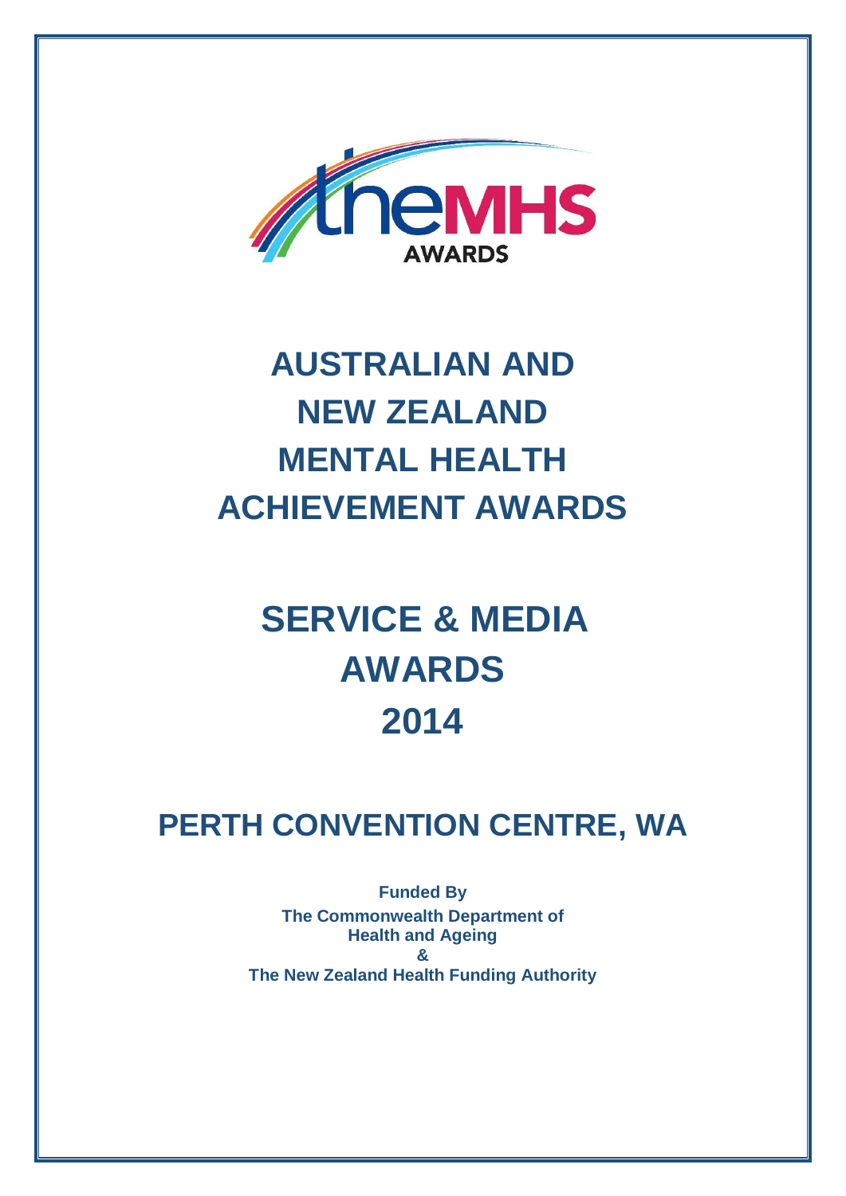theMHS AWARDS

# AUSTRALIAN AND NEW ZEALAND MENTAL HEALTH ACHIEVEMENT AWARDS

# SERVICE & MEDIA AWARDS 2014

## PERTH CONVENTION CENTRE, WA

**Funded By**

**The Commonwealth Department of Health and Ageing**

**&**

**The New Zealand Health Funding Authority**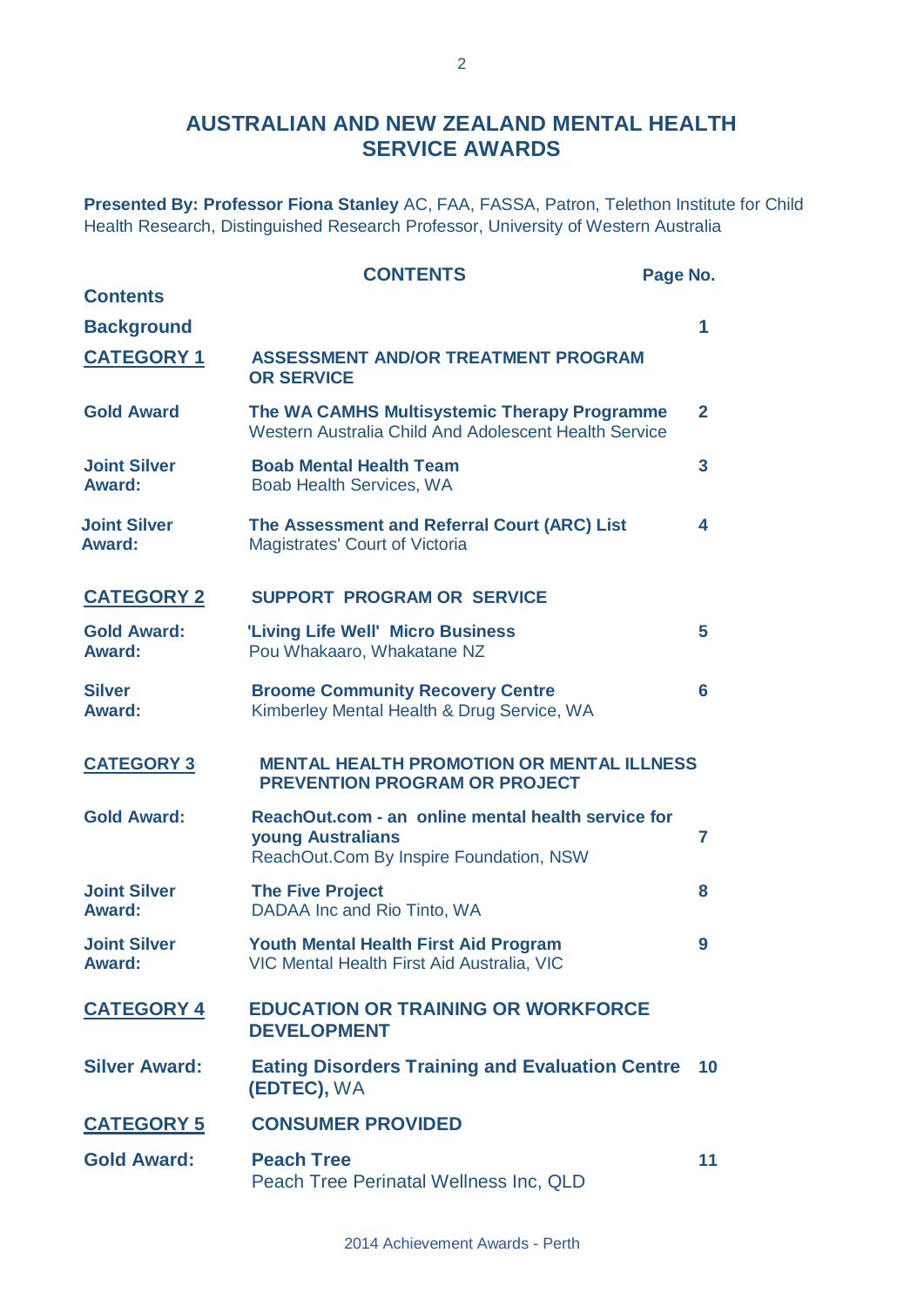## AUSTRALIAN AND NEW ZEALAND MENTAL HEALTH SERVICE AWARDS

**Presented By: Professor Fiona Stanley** AC, FAA, FASSA, Patron, Telethon Institute for Child Health Research, Distinguished Research Professor, University of Western Australia

| | **CONTENTS** | **Page No.** |
|---|---|---|
| **Contents** | | |
| **Background** | | **1** |
| **CATEGORY 1** | **ASSESSMENT AND/OR TREATMENT PROGRAM OR SERVICE** | |
| **Gold Award** | **The WA CAMHS Multisystemic Therapy Programme** Western Australia Child And Adolescent Health Service | **2** |
| **Joint Silver Award:** | **Boab Mental Health Team** Boab Health Services, WA | **3** |
| **Joint Silver Award:** | **The Assessment and Referral Court (ARC) List** Magistrates' Court of Victoria | **4** |
| **CATEGORY 2** | **SUPPORT PROGRAM OR SERVICE** | |
| **Gold Award: Award:** | **'Living Life Well' Micro Business** Pou Whakaaro, Whakatane NZ | **5** |
| **Silver Award:** | **Broome Community Recovery Centre** Kimberley Mental Health & Drug Service, WA | **6** |
| **CATEGORY 3** | **MENTAL HEALTH PROMOTION OR MENTAL ILLNESS PREVENTION PROGRAM OR PROJECT** | |
| **Gold Award:** | **ReachOut.com - an online mental health service for young Australians** ReachOut.Com By Inspire Foundation, NSW | **7** |
| **Joint Silver Award:** | **The Five Project** DADAA Inc and Rio Tinto, WA | **8** |
| **Joint Silver Award:** | **Youth Mental Health First Aid Program** VIC Mental Health First Aid Australia, VIC | **9** |
| **CATEGORY 4** | **EDUCATION OR TRAINING OR WORKFORCE DEVELOPMENT** | |
| **Silver Award:** | **Eating Disorders Training and Evaluation Centre (EDTEC),** WA | **10** |
| **CATEGORY 5** | **CONSUMER PROVIDED** | |
| **Gold Award:** | **Peach Tree** Peach Tree Perinatal Wellness Inc, QLD | **11** |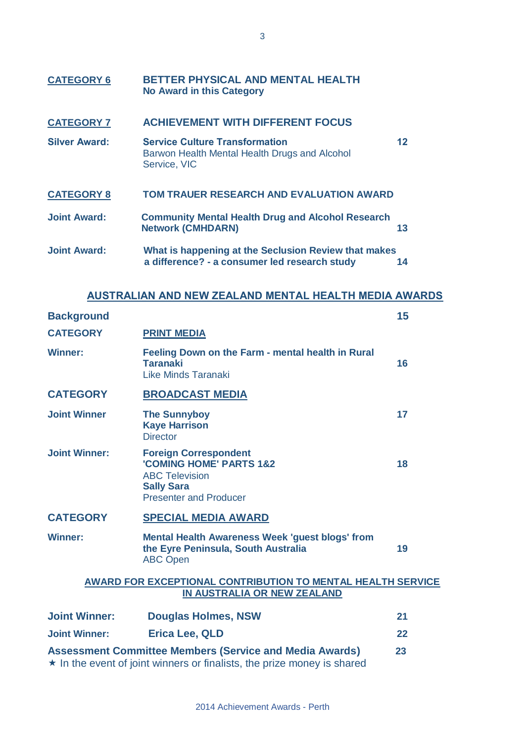| | | |
|---|---|---|
| **CATEGORY 6** | **BETTER PHYSICAL AND MENTAL HEALTH**<br>**No Award in this Category** | |
| **CATEGORY 7** | **ACHIEVEMENT WITH DIFFERENT FOCUS** | |
| **Silver Award:** | **Service Culture Transformation**<br>Barwon Health Mental Health Drugs and Alcohol Service, VIC | **12** |
| **CATEGORY 8** | **TOM TRAUER RESEARCH AND EVALUATION AWARD** | |
| **Joint Award:** | **Community Mental Health Drug and Alcohol Research Network (CMHDARN)** | **13** |
| **Joint Award:** | **What is happening at the Seclusion Review that makes a difference? - a consumer led research study** | **14** |

## AUSTRALIAN AND NEW ZEALAND MENTAL HEALTH MEDIA AWARDS

| | | |
|---|---|---|
| **Background** | | **15** |
| **CATEGORY** | **PRINT MEDIA** | |
| **Winner:** | **Feeling Down on the Farm - mental health in Rural Taranaki**<br>Like Minds Taranaki | **16** |
| **CATEGORY** | **BROADCAST MEDIA** | |
| **Joint Winner** | **The Sunnyboy**<br>**Kaye Harrison**<br>Director | **17** |
| **Joint Winner:** | **Foreign Correspondent**<br>**'COMING HOME' PARTS 1&2**<br>ABC Television<br>**Sally Sara**<br>Presenter and Producer | **18** |
| **CATEGORY** | **SPECIAL MEDIA AWARD** | |
| **Winner:** | **Mental Health Awareness Week 'guest blogs' from the Eyre Peninsula, South Australia**<br>ABC Open | **19** |

## AWARD FOR EXCEPTIONAL CONTRIBUTION TO MENTAL HEALTH SERVICE IN AUSTRALIA OR NEW ZEALAND

| | | |
|---|---|---|
| **Joint Winner:** | **Douglas Holmes, NSW** | **21** |
| **Joint Winner:** | **Erica Lee, QLD** | **22** |

**Assessment Committee Members (Service and Media Awards)** **23**

★ In the event of joint winners or finalists, the prize money is shared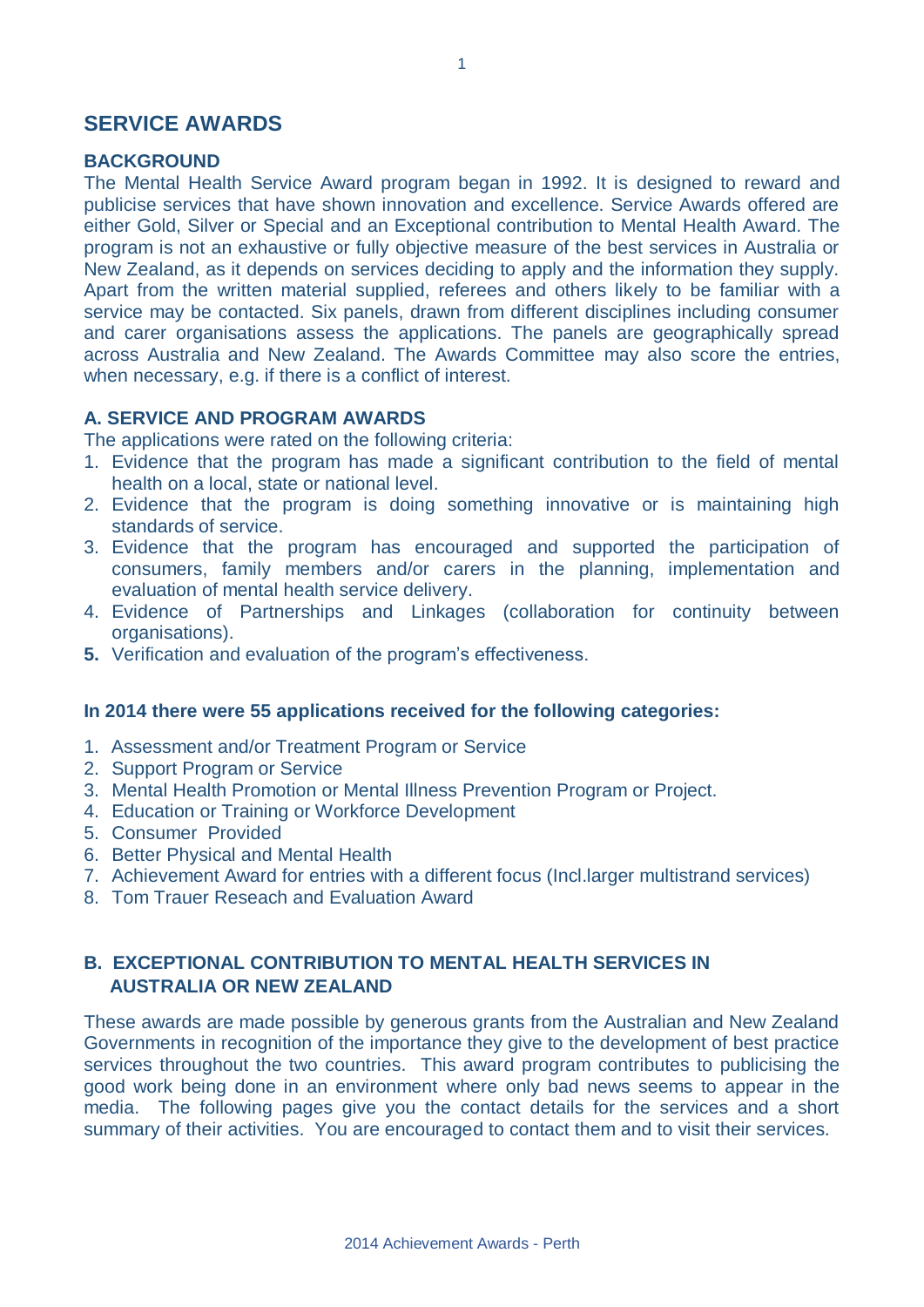# SERVICE AWARDS

## BACKGROUND

The Mental Health Service Award program began in 1992. It is designed to reward and publicise services that have shown innovation and excellence. Service Awards offered are either Gold, Silver or Special and an Exceptional contribution to Mental Health Award. The program is not an exhaustive or fully objective measure of the best services in Australia or New Zealand, as it depends on services deciding to apply and the information they supply. Apart from the written material supplied, referees and others likely to be familiar with a service may be contacted. Six panels, drawn from different disciplines including consumer and carer organisations assess the applications. The panels are geographically spread across Australia and New Zealand. The Awards Committee may also score the entries, when necessary, e.g. if there is a conflict of interest.

## A. SERVICE AND PROGRAM AWARDS

The applications were rated on the following criteria:

1. Evidence that the program has made a significant contribution to the field of mental health on a local, state or national level.
2. Evidence that the program is doing something innovative or is maintaining high standards of service.
3. Evidence that the program has encouraged and supported the participation of consumers, family members and/or carers in the planning, implementation and evaluation of mental health service delivery.
4. Evidence of Partnerships and Linkages (collaboration for continuity between organisations).
5. Verification and evaluation of the program's effectiveness.

**In 2014 there were 55 applications received for the following categories:**

1. Assessment and/or Treatment Program or Service
2. Support Program or Service
3. Mental Health Promotion or Mental Illness Prevention Program or Project.
4. Education or Training or Workforce Development
5. Consumer Provided
6. Better Physical and Mental Health
7. Achievement Award for entries with a different focus (Incl.larger multistrand services)
8. Tom Trauer Reseach and Evaluation Award

## B. EXCEPTIONAL CONTRIBUTION TO MENTAL HEALTH SERVICES IN AUSTRALIA OR NEW ZEALAND

These awards are made possible by generous grants from the Australian and New Zealand Governments in recognition of the importance they give to the development of best practice services throughout the two countries. This award program contributes to publicising the good work being done in an environment where only bad news seems to appear in the media. The following pages give you the contact details for the services and a short summary of their activities. You are encouraged to contact them and to visit their services.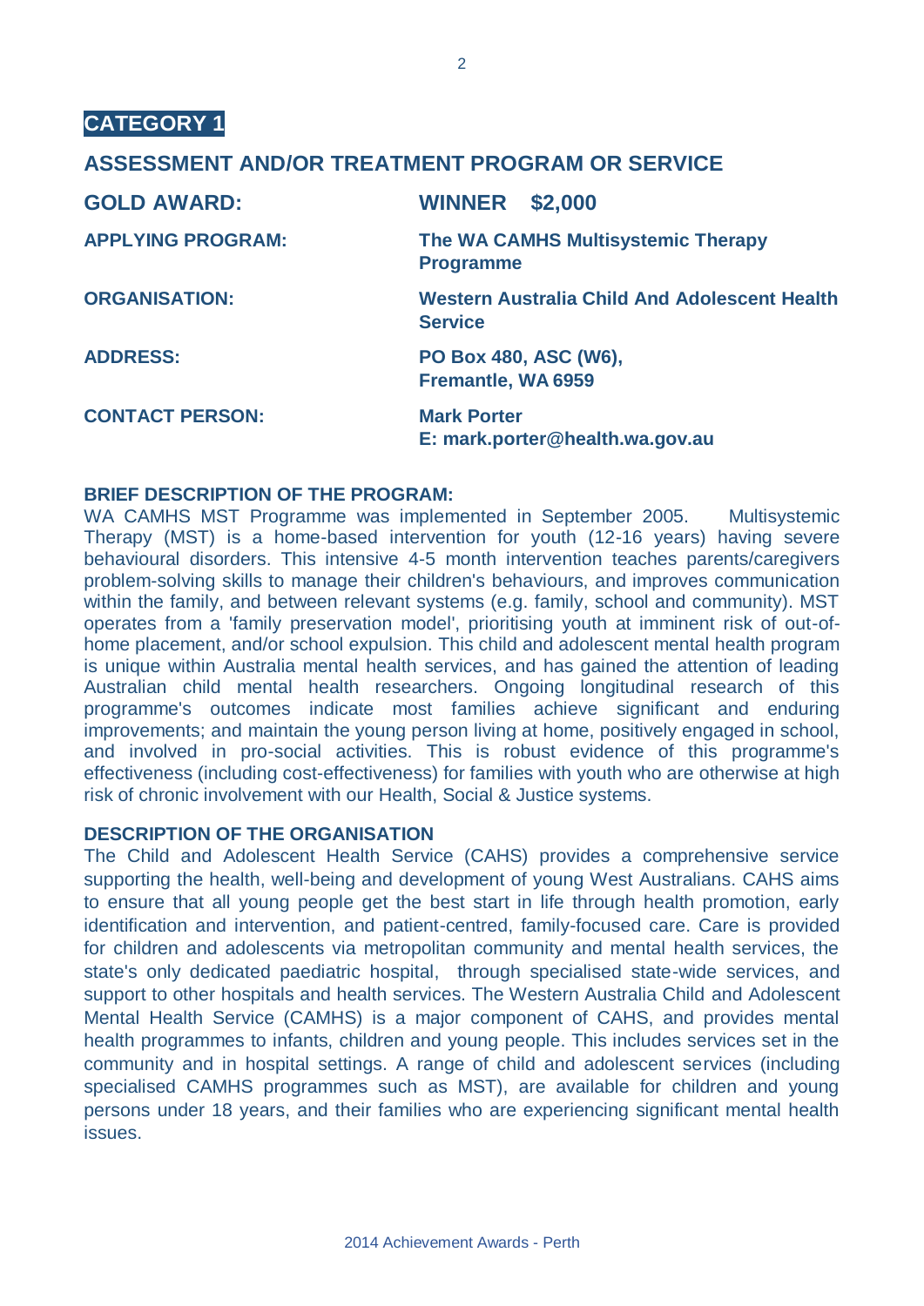# CATEGORY 1

## ASSESSMENT AND/OR TREATMENT PROGRAM OR SERVICE

| | |
|---|---|
| **GOLD AWARD:** | **WINNER $2,000** |
| **APPLYING PROGRAM:** | **The WA CAMHS Multisystemic Therapy Programme** |
| **ORGANISATION:** | **Western Australia Child And Adolescent Health Service** |
| **ADDRESS:** | **PO Box 480, ASC (W6), Fremantle, WA 6959** |
| **CONTACT PERSON:** | **Mark Porter<br>E: mark.porter@health.wa.gov.au** |

**BRIEF DESCRIPTION OF THE PROGRAM:**

WA CAMHS MST Programme was implemented in September 2005. Multisystemic Therapy (MST) is a home-based intervention for youth (12-16 years) having severe behavioural disorders. This intensive 4-5 month intervention teaches parents/caregivers problem-solving skills to manage their children's behaviours, and improves communication within the family, and between relevant systems (e.g. family, school and community). MST operates from a 'family preservation model', prioritising youth at imminent risk of out-of-home placement, and/or school expulsion. This child and adolescent mental health program is unique within Australia mental health services, and has gained the attention of leading Australian child mental health researchers. Ongoing longitudinal research of this programme's outcomes indicate most families achieve significant and enduring improvements; and maintain the young person living at home, positively engaged in school, and involved in pro-social activities. This is robust evidence of this programme's effectiveness (including cost-effectiveness) for families with youth who are otherwise at high risk of chronic involvement with our Health, Social & Justice systems.

**DESCRIPTION OF THE ORGANISATION**

The Child and Adolescent Health Service (CAHS) provides a comprehensive service supporting the health, well-being and development of young West Australians. CAHS aims to ensure that all young people get the best start in life through health promotion, early identification and intervention, and patient-centred, family-focused care. Care is provided for children and adolescents via metropolitan community and mental health services, the state's only dedicated paediatric hospital, through specialised state-wide services, and support to other hospitals and health services. The Western Australia Child and Adolescent Mental Health Service (CAMHS) is a major component of CAHS, and provides mental health programmes to infants, children and young people. This includes services set in the community and in hospital settings. A range of child and adolescent services (including specialised CAMHS programmes such as MST), are available for children and young persons under 18 years, and their families who are experiencing significant mental health issues.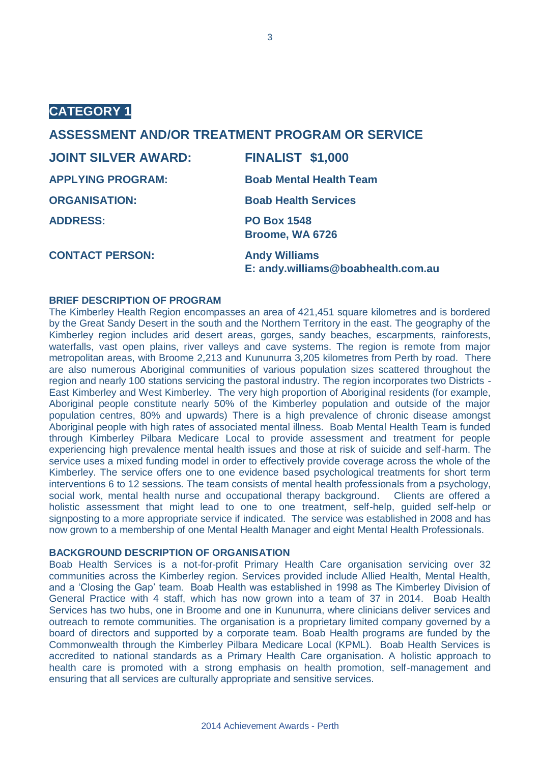## CATEGORY 1

## ASSESSMENT AND/OR TREATMENT PROGRAM OR SERVICE

| | |
|---|---|
| **JOINT SILVER AWARD:** | **FINALIST $1,000** |
| **APPLYING PROGRAM:** | **Boab Mental Health Team** |
| **ORGANISATION:** | **Boab Health Services** |
| **ADDRESS:** | **PO Box 1548**<br>**Broome, WA 6726** |
| **CONTACT PERSON:** | **Andy Williams**<br>**E: andy.williams@boabhealth.com.au** |

**BRIEF DESCRIPTION OF PROGRAM**

The Kimberley Health Region encompasses an area of 421,451 square kilometres and is bordered by the Great Sandy Desert in the south and the Northern Territory in the east. The geography of the Kimberley region includes arid desert areas, gorges, sandy beaches, escarpments, rainforests, waterfalls, vast open plains, river valleys and cave systems. The region is remote from major metropolitan areas, with Broome 2,213 and Kununurra 3,205 kilometres from Perth by road. There are also numerous Aboriginal communities of various population sizes scattered throughout the region and nearly 100 stations servicing the pastoral industry. The region incorporates two Districts - East Kimberley and West Kimberley. The very high proportion of Aboriginal residents (for example, Aboriginal people constitute nearly 50% of the Kimberley population and outside of the major population centres, 80% and upwards) There is a high prevalence of chronic disease amongst Aboriginal people with high rates of associated mental illness. Boab Mental Health Team is funded through Kimberley Pilbara Medicare Local to provide assessment and treatment for people experiencing high prevalence mental health issues and those at risk of suicide and self-harm. The service uses a mixed funding model in order to effectively provide coverage across the whole of the Kimberley. The service offers one to one evidence based psychological treatments for short term interventions 6 to 12 sessions. The team consists of mental health professionals from a psychology, social work, mental health nurse and occupational therapy background. Clients are offered a holistic assessment that might lead to one to one treatment, self-help, guided self-help or signposting to a more appropriate service if indicated. The service was established in 2008 and has now grown to a membership of one Mental Health Manager and eight Mental Health Professionals.

**BACKGROUND DESCRIPTION OF ORGANISATION**

Boab Health Services is a not-for-profit Primary Health Care organisation servicing over 32 communities across the Kimberley region. Services provided include Allied Health, Mental Health, and a 'Closing the Gap' team. Boab Health was established in 1998 as The Kimberley Division of General Practice with 4 staff, which has now grown into a team of 37 in 2014. Boab Health Services has two hubs, one in Broome and one in Kununurra, where clinicians deliver services and outreach to remote communities. The organisation is a proprietary limited company governed by a board of directors and supported by a corporate team. Boab Health programs are funded by the Commonwealth through the Kimberley Pilbara Medicare Local (KPML). Boab Health Services is accredited to national standards as a Primary Health Care organisation. A holistic approach to health care is promoted with a strong emphasis on health promotion, self-management and ensuring that all services are culturally appropriate and sensitive services.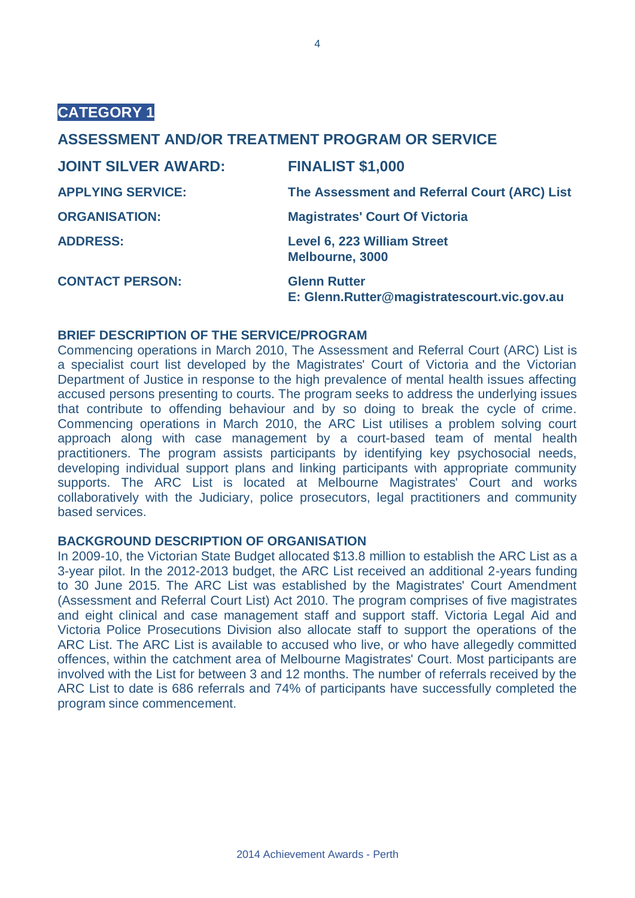## CATEGORY 1

## ASSESSMENT AND/OR TREATMENT PROGRAM OR SERVICE

| | |
|---|---|
| **JOINT SILVER AWARD:** | **FINALIST $1,000** |
| **APPLYING SERVICE:** | **The Assessment and Referral Court (ARC) List** |
| **ORGANISATION:** | **Magistrates' Court Of Victoria** |
| **ADDRESS:** | **Level 6, 223 William Street Melbourne, 3000** |
| **CONTACT PERSON:** | **Glenn Rutter E: Glenn.Rutter@magistratescourt.vic.gov.au** |

### BRIEF DESCRIPTION OF THE SERVICE/PROGRAM

Commencing operations in March 2010, The Assessment and Referral Court (ARC) List is a specialist court list developed by the Magistrates' Court of Victoria and the Victorian Department of Justice in response to the high prevalence of mental health issues affecting accused persons presenting to courts. The program seeks to address the underlying issues that contribute to offending behaviour and by so doing to break the cycle of crime. Commencing operations in March 2010, the ARC List utilises a problem solving court approach along with case management by a court-based team of mental health practitioners. The program assists participants by identifying key psychosocial needs, developing individual support plans and linking participants with appropriate community supports. The ARC List is located at Melbourne Magistrates' Court and works collaboratively with the Judiciary, police prosecutors, legal practitioners and community based services.

### BACKGROUND DESCRIPTION OF ORGANISATION

In 2009-10, the Victorian State Budget allocated $13.8 million to establish the ARC List as a 3-year pilot. In the 2012-2013 budget, the ARC List received an additional 2-years funding to 30 June 2015. The ARC List was established by the Magistrates' Court Amendment (Assessment and Referral Court List) Act 2010. The program comprises of five magistrates and eight clinical and case management staff and support staff. Victoria Legal Aid and Victoria Police Prosecutions Division also allocate staff to support the operations of the ARC List. The ARC List is available to accused who live, or who have allegedly committed offences, within the catchment area of Melbourne Magistrates' Court. Most participants are involved with the List for between 3 and 12 months. The number of referrals received by the ARC List to date is 686 referrals and 74% of participants have successfully completed the program since commencement.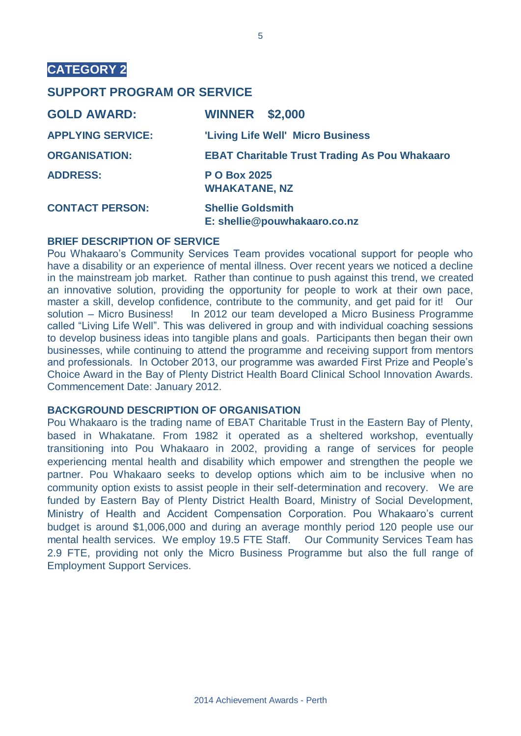## CATEGORY 2

## SUPPORT PROGRAM OR SERVICE

| | |
|---|---|
| **GOLD AWARD:** | **WINNER $2,000** |
| **APPLYING SERVICE:** | **'Living Life Well' Micro Business** |
| **ORGANISATION:** | **EBAT Charitable Trust Trading As Pou Whakaaro** |
| **ADDRESS:** | **P O Box 2025**<br>**WHAKATANE, NZ** |
| **CONTACT PERSON:** | **Shellie Goldsmith**<br>**E: shellie@pouwhakaaro.co.nz** |

**BRIEF DESCRIPTION OF SERVICE**

Pou Whakaaro's Community Services Team provides vocational support for people who have a disability or an experience of mental illness. Over recent years we noticed a decline in the mainstream job market. Rather than continue to push against this trend, we created an innovative solution, providing the opportunity for people to work at their own pace, master a skill, develop confidence, contribute to the community, and get paid for it! Our solution – Micro Business! In 2012 our team developed a Micro Business Programme called "Living Life Well". This was delivered in group and with individual coaching sessions to develop business ideas into tangible plans and goals. Participants then began their own businesses, while continuing to attend the programme and receiving support from mentors and professionals. In October 2013, our programme was awarded First Prize and People's Choice Award in the Bay of Plenty District Health Board Clinical School Innovation Awards. Commencement Date: January 2012.

**BACKGROUND DESCRIPTION OF ORGANISATION**

Pou Whakaaro is the trading name of EBAT Charitable Trust in the Eastern Bay of Plenty, based in Whakatane. From 1982 it operated as a sheltered workshop, eventually transitioning into Pou Whakaaro in 2002, providing a range of services for people experiencing mental health and disability which empower and strengthen the people we partner. Pou Whakaaro seeks to develop options which aim to be inclusive when no community option exists to assist people in their self-determination and recovery. We are funded by Eastern Bay of Plenty District Health Board, Ministry of Social Development, Ministry of Health and Accident Compensation Corporation. Pou Whakaaro's current budget is around $1,006,000 and during an average monthly period 120 people use our mental health services. We employ 19.5 FTE Staff. Our Community Services Team has 2.9 FTE, providing not only the Micro Business Programme but also the full range of Employment Support Services.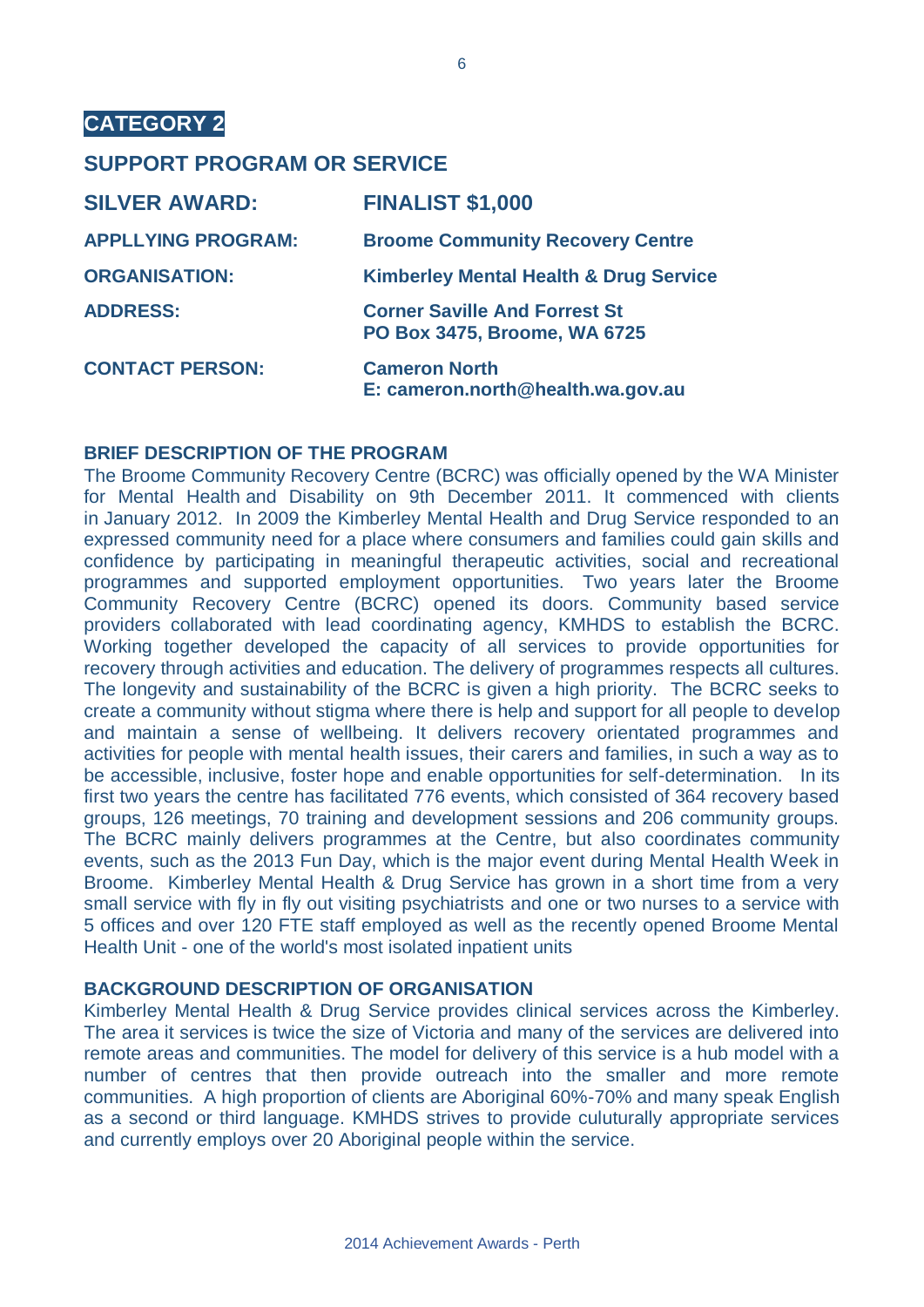## CATEGORY 2

## SUPPORT PROGRAM OR SERVICE

| | |
|---|---|
| **SILVER AWARD:** | **FINALIST $1,000** |
| **APPLLYING PROGRAM:** | **Broome Community Recovery Centre** |
| **ORGANISATION:** | **Kimberley Mental Health & Drug Service** |
| **ADDRESS:** | **Corner Saville And Forrest St**<br>**PO Box 3475, Broome, WA 6725** |
| **CONTACT PERSON:** | **Cameron North**<br>**E: cameron.north@health.wa.gov.au** |

### BRIEF DESCRIPTION OF THE PROGRAM

The Broome Community Recovery Centre (BCRC) was officially opened by the WA Minister for Mental Health and Disability on 9th December 2011. It commenced with clients in January 2012. In 2009 the Kimberley Mental Health and Drug Service responded to an expressed community need for a place where consumers and families could gain skills and confidence by participating in meaningful therapeutic activities, social and recreational programmes and supported employment opportunities. Two years later the Broome Community Recovery Centre (BCRC) opened its doors. Community based service providers collaborated with lead coordinating agency, KMHDS to establish the BCRC. Working together developed the capacity of all services to provide opportunities for recovery through activities and education. The delivery of programmes respects all cultures. The longevity and sustainability of the BCRC is given a high priority. The BCRC seeks to create a community without stigma where there is help and support for all people to develop and maintain a sense of wellbeing. It delivers recovery orientated programmes and activities for people with mental health issues, their carers and families, in such a way as to be accessible, inclusive, foster hope and enable opportunities for self-determination. In its first two years the centre has facilitated 776 events, which consisted of 364 recovery based groups, 126 meetings, 70 training and development sessions and 206 community groups. The BCRC mainly delivers programmes at the Centre, but also coordinates community events, such as the 2013 Fun Day, which is the major event during Mental Health Week in Broome. Kimberley Mental Health & Drug Service has grown in a short time from a very small service with fly in fly out visiting psychiatrists and one or two nurses to a service with 5 offices and over 120 FTE staff employed as well as the recently opened Broome Mental Health Unit - one of the world's most isolated inpatient units

### BACKGROUND DESCRIPTION OF ORGANISATION

Kimberley Mental Health & Drug Service provides clinical services across the Kimberley. The area it services is twice the size of Victoria and many of the services are delivered into remote areas and communities. The model for delivery of this service is a hub model with a number of centres that then provide outreach into the smaller and more remote communities. A high proportion of clients are Aboriginal 60%-70% and many speak English as a second or third language. KMHDS strives to provide culuturally appropriate services and currently employs over 20 Aboriginal people within the service.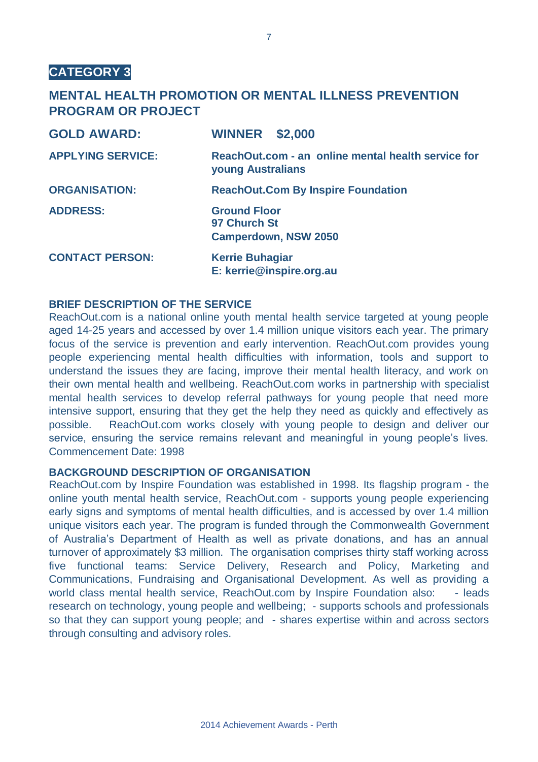## CATEGORY 3

## MENTAL HEALTH PROMOTION OR MENTAL ILLNESS PREVENTION PROGRAM OR PROJECT

| | |
|---|---|
| **GOLD AWARD:** | **WINNER $2,000** |
| **APPLYING SERVICE:** | **ReachOut.com - an online mental health service for young Australians** |
| **ORGANISATION:** | **ReachOut.Com By Inspire Foundation** |
| **ADDRESS:** | **Ground Floor<br>97 Church St<br>Camperdown, NSW 2050** |
| **CONTACT PERSON:** | **Kerrie Buhagiar<br>E: kerrie@inspire.org.au** |

### BRIEF DESCRIPTION OF THE SERVICE

ReachOut.com is a national online youth mental health service targeted at young people aged 14-25 years and accessed by over 1.4 million unique visitors each year. The primary focus of the service is prevention and early intervention. ReachOut.com provides young people experiencing mental health difficulties with information, tools and support to understand the issues they are facing, improve their mental health literacy, and work on their own mental health and wellbeing. ReachOut.com works in partnership with specialist mental health services to develop referral pathways for young people that need more intensive support, ensuring that they get the help they need as quickly and effectively as possible. ReachOut.com works closely with young people to design and deliver our service, ensuring the service remains relevant and meaningful in young people's lives. Commencement Date: 1998

### BACKGROUND DESCRIPTION OF ORGANISATION

ReachOut.com by Inspire Foundation was established in 1998. Its flagship program - the online youth mental health service, ReachOut.com - supports young people experiencing early signs and symptoms of mental health difficulties, and is accessed by over 1.4 million unique visitors each year. The program is funded through the Commonwealth Government of Australia's Department of Health as well as private donations, and has an annual turnover of approximately $3 million. The organisation comprises thirty staff working across five functional teams: Service Delivery, Research and Policy, Marketing and Communications, Fundraising and Organisational Development. As well as providing a world class mental health service, ReachOut.com by Inspire Foundation also: - leads research on technology, young people and wellbeing; - supports schools and professionals so that they can support young people; and - shares expertise within and across sectors through consulting and advisory roles.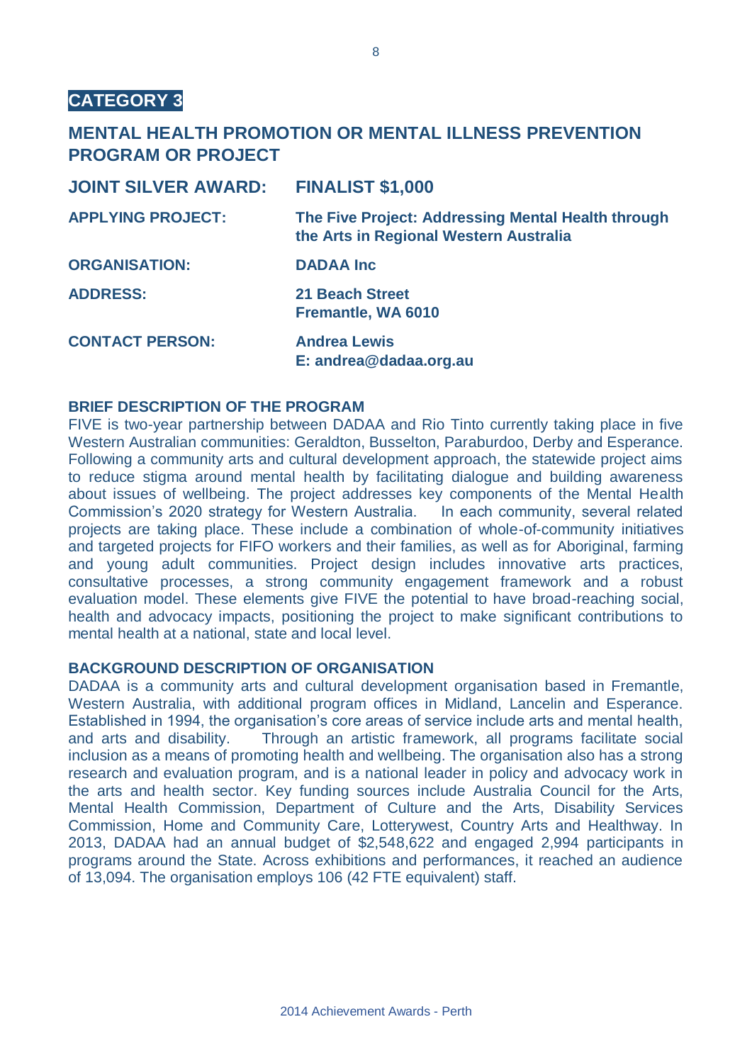## CATEGORY 3

## MENTAL HEALTH PROMOTION OR MENTAL ILLNESS PREVENTION PROGRAM OR PROJECT

| | |
|---|---|
| **JOINT SILVER AWARD:** | **FINALIST $1,000** |
| **APPLYING PROJECT:** | **The Five Project: Addressing Mental Health through the Arts in Regional Western Australia** |
| **ORGANISATION:** | **DADAA Inc** |
| **ADDRESS:** | **21 Beach Street**<br>**Fremantle, WA 6010** |
| **CONTACT PERSON:** | **Andrea Lewis**<br>**E: andrea@dadaa.org.au** |

### BRIEF DESCRIPTION OF THE PROGRAM

FIVE is two-year partnership between DADAA and Rio Tinto currently taking place in five Western Australian communities: Geraldton, Busselton, Paraburdoo, Derby and Esperance. Following a community arts and cultural development approach, the statewide project aims to reduce stigma around mental health by facilitating dialogue and building awareness about issues of wellbeing. The project addresses key components of the Mental Health Commission's 2020 strategy for Western Australia. In each community, several related projects are taking place. These include a combination of whole-of-community initiatives and targeted projects for FIFO workers and their families, as well as for Aboriginal, farming and young adult communities. Project design includes innovative arts practices, consultative processes, a strong community engagement framework and a robust evaluation model. These elements give FIVE the potential to have broad-reaching social, health and advocacy impacts, positioning the project to make significant contributions to mental health at a national, state and local level.

### BACKGROUND DESCRIPTION OF ORGANISATION

DADAA is a community arts and cultural development organisation based in Fremantle, Western Australia, with additional program offices in Midland, Lancelin and Esperance. Established in 1994, the organisation's core areas of service include arts and mental health, and arts and disability. Through an artistic framework, all programs facilitate social inclusion as a means of promoting health and wellbeing. The organisation also has a strong research and evaluation program, and is a national leader in policy and advocacy work in the arts and health sector. Key funding sources include Australia Council for the Arts, Mental Health Commission, Department of Culture and the Arts, Disability Services Commission, Home and Community Care, Lotterywest, Country Arts and Healthway. In 2013, DADAA had an annual budget of $2,548,622 and engaged 2,994 participants in programs around the State. Across exhibitions and performances, it reached an audience of 13,094. The organisation employs 106 (42 FTE equivalent) staff.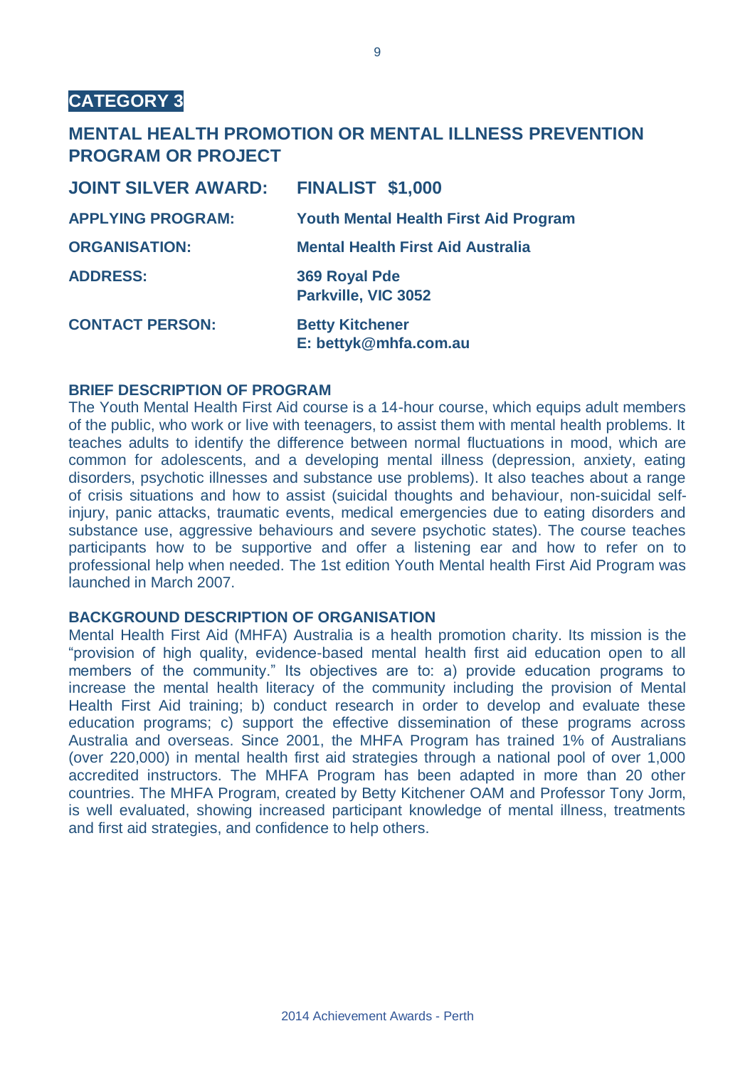**CATEGORY 3**

## MENTAL HEALTH PROMOTION OR MENTAL ILLNESS PREVENTION PROGRAM OR PROJECT

**JOINT SILVER AWARD:** **FINALIST $1,000**

**APPLYING PROGRAM:** **Youth Mental Health First Aid Program**

**ORGANISATION:** **Mental Health First Aid Australia**

**ADDRESS:** **369 Royal Pde**
**Parkville, VIC 3052**

**CONTACT PERSON:** **Betty Kitchener**
**E: bettyk@mhfa.com.au**

### BRIEF DESCRIPTION OF PROGRAM

The Youth Mental Health First Aid course is a 14-hour course, which equips adult members of the public, who work or live with teenagers, to assist them with mental health problems. It teaches adults to identify the difference between normal fluctuations in mood, which are common for adolescents, and a developing mental illness (depression, anxiety, eating disorders, psychotic illnesses and substance use problems). It also teaches about a range of crisis situations and how to assist (suicidal thoughts and behaviour, non-suicidal self-injury, panic attacks, traumatic events, medical emergencies due to eating disorders and substance use, aggressive behaviours and severe psychotic states). The course teaches participants how to be supportive and offer a listening ear and how to refer on to professional help when needed. The 1st edition Youth Mental health First Aid Program was launched in March 2007.

### BACKGROUND DESCRIPTION OF ORGANISATION

Mental Health First Aid (MHFA) Australia is a health promotion charity. Its mission is the "provision of high quality, evidence-based mental health first aid education open to all members of the community." Its objectives are to: a) provide education programs to increase the mental health literacy of the community including the provision of Mental Health First Aid training; b) conduct research in order to develop and evaluate these education programs; c) support the effective dissemination of these programs across Australia and overseas. Since 2001, the MHFA Program has trained 1% of Australians (over 220,000) in mental health first aid strategies through a national pool of over 1,000 accredited instructors. The MHFA Program has been adapted in more than 20 other countries. The MHFA Program, created by Betty Kitchener OAM and Professor Tony Jorm, is well evaluated, showing increased participant knowledge of mental illness, treatments and first aid strategies, and confidence to help others.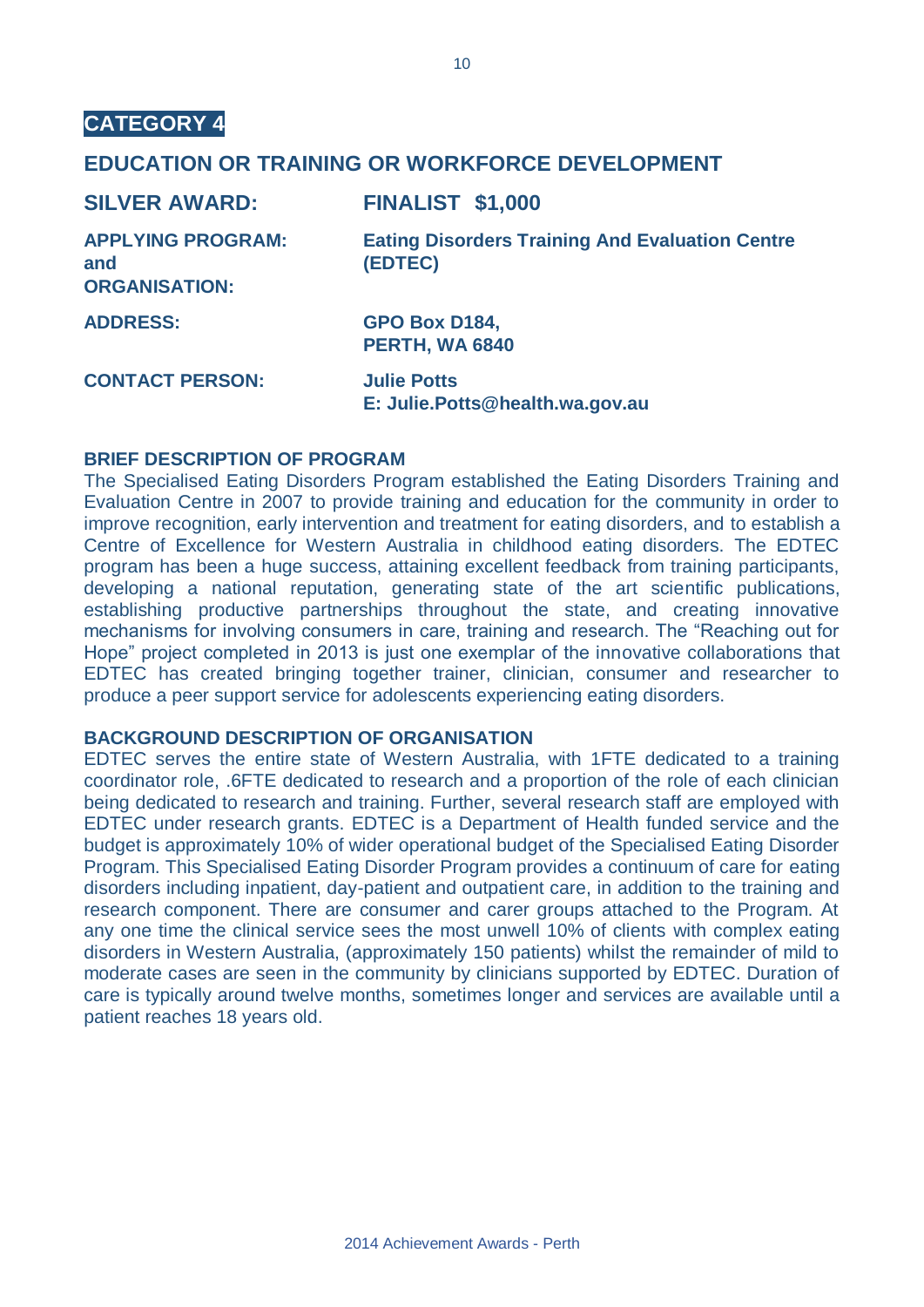## CATEGORY 4

## EDUCATION OR TRAINING OR WORKFORCE DEVELOPMENT

| | |
|---|---|
| **SILVER AWARD:** | **FINALIST $1,000** |
| **APPLYING PROGRAM: and ORGANISATION:** | **Eating Disorders Training And Evaluation Centre (EDTEC)** |
| **ADDRESS:** | **GPO Box D184, PERTH, WA 6840** |
| **CONTACT PERSON:** | **Julie Potts** **E: Julie.Potts@health.wa.gov.au** |

### BRIEF DESCRIPTION OF PROGRAM

The Specialised Eating Disorders Program established the Eating Disorders Training and Evaluation Centre in 2007 to provide training and education for the community in order to improve recognition, early intervention and treatment for eating disorders, and to establish a Centre of Excellence for Western Australia in childhood eating disorders. The EDTEC program has been a huge success, attaining excellent feedback from training participants, developing a national reputation, generating state of the art scientific publications, establishing productive partnerships throughout the state, and creating innovative mechanisms for involving consumers in care, training and research. The "Reaching out for Hope" project completed in 2013 is just one exemplar of the innovative collaborations that EDTEC has created bringing together trainer, clinician, consumer and researcher to produce a peer support service for adolescents experiencing eating disorders.

### BACKGROUND DESCRIPTION OF ORGANISATION

EDTEC serves the entire state of Western Australia, with 1FTE dedicated to a training coordinator role, .6FTE dedicated to research and a proportion of the role of each clinician being dedicated to research and training. Further, several research staff are employed with EDTEC under research grants. EDTEC is a Department of Health funded service and the budget is approximately 10% of wider operational budget of the Specialised Eating Disorder Program. This Specialised Eating Disorder Program provides a continuum of care for eating disorders including inpatient, day-patient and outpatient care, in addition to the training and research component. There are consumer and carer groups attached to the Program. At any one time the clinical service sees the most unwell 10% of clients with complex eating disorders in Western Australia, (approximately 150 patients) whilst the remainder of mild to moderate cases are seen in the community by clinicians supported by EDTEC. Duration of care is typically around twelve months, sometimes longer and services are available until a patient reaches 18 years old.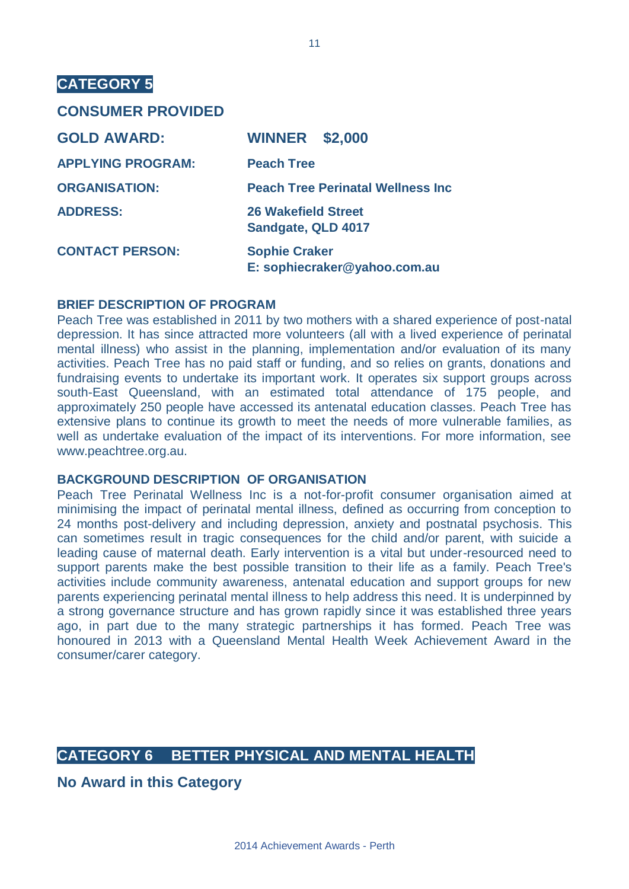## CATEGORY 5

### CONSUMER PROVIDED

| | |
|---|---|
| **GOLD AWARD:** | **WINNER $2,000** |
| **APPLYING PROGRAM:** | **Peach Tree** |
| **ORGANISATION:** | **Peach Tree Perinatal Wellness Inc** |
| **ADDRESS:** | **26 Wakefield Street**<br>**Sandgate, QLD 4017** |
| **CONTACT PERSON:** | **Sophie Craker**<br>**E: sophiecraker@yahoo.com.au** |

**BRIEF DESCRIPTION OF PROGRAM**

Peach Tree was established in 2011 by two mothers with a shared experience of post-natal depression. It has since attracted more volunteers (all with a lived experience of perinatal mental illness) who assist in the planning, implementation and/or evaluation of its many activities. Peach Tree has no paid staff or funding, and so relies on grants, donations and fundraising events to undertake its important work. It operates six support groups across south-East Queensland, with an estimated total attendance of 175 people, and approximately 250 people have accessed its antenatal education classes. Peach Tree has extensive plans to continue its growth to meet the needs of more vulnerable families, as well as undertake evaluation of the impact of its interventions. For more information, see www.peachtree.org.au.

**BACKGROUND DESCRIPTION OF ORGANISATION**

Peach Tree Perinatal Wellness Inc is a not-for-profit consumer organisation aimed at minimising the impact of perinatal mental illness, defined as occurring from conception to 24 months post-delivery and including depression, anxiety and postnatal psychosis. This can sometimes result in tragic consequences for the child and/or parent, with suicide a leading cause of maternal death. Early intervention is a vital but under-resourced need to support parents make the best possible transition to their life as a family. Peach Tree's activities include community awareness, antenatal education and support groups for new parents experiencing perinatal mental illness to help address this need. It is underpinned by a strong governance structure and has grown rapidly since it was established three years ago, in part due to the many strategic partnerships it has formed. Peach Tree was honoured in 2013 with a Queensland Mental Health Week Achievement Award in the consumer/carer category.

## CATEGORY 6 BETTER PHYSICAL AND MENTAL HEALTH

### No Award in this Category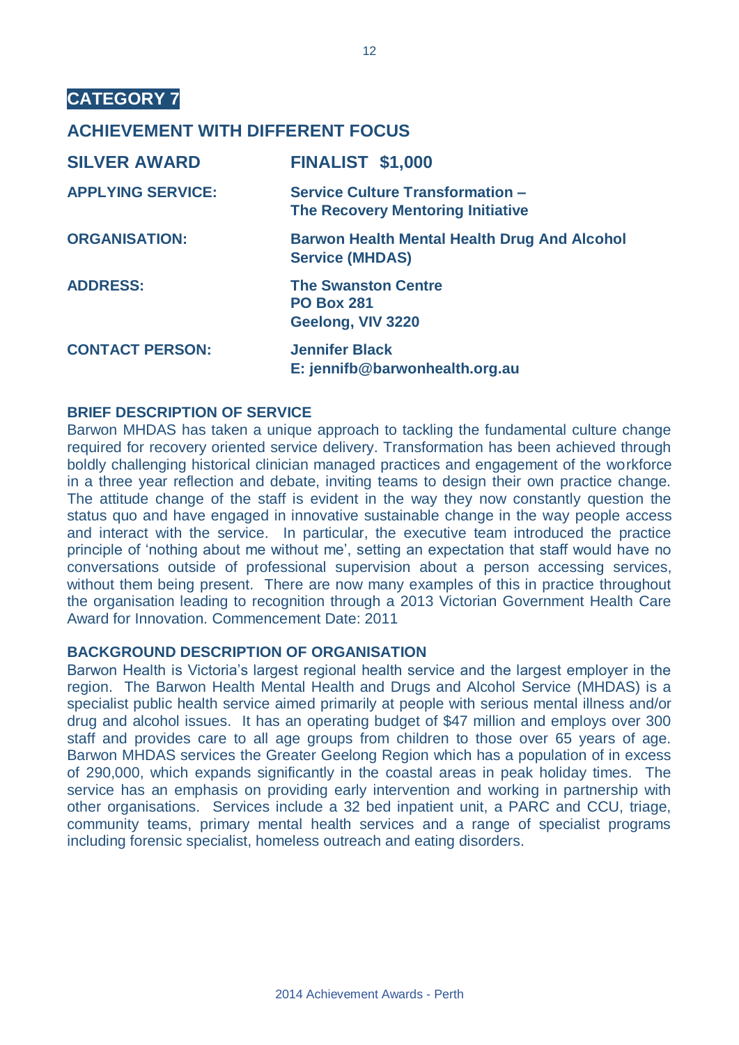# CATEGORY 7

## ACHIEVEMENT WITH DIFFERENT FOCUS

| | |
|---|---|
| **SILVER AWARD** | **FINALIST $1,000** |
| **APPLYING SERVICE:** | **Service Culture Transformation – The Recovery Mentoring Initiative** |
| **ORGANISATION:** | **Barwon Health Mental Health Drug And Alcohol Service (MHDAS)** |
| **ADDRESS:** | **The Swanston Centre**<br>**PO Box 281**<br>**Geelong, VIV 3220** |
| **CONTACT PERSON:** | **Jennifer Black**<br>**E: jennifb@barwonhealth.org.au** |

### BRIEF DESCRIPTION OF SERVICE

Barwon MHDAS has taken a unique approach to tackling the fundamental culture change required for recovery oriented service delivery. Transformation has been achieved through boldly challenging historical clinician managed practices and engagement of the workforce in a three year reflection and debate, inviting teams to design their own practice change. The attitude change of the staff is evident in the way they now constantly question the status quo and have engaged in innovative sustainable change in the way people access and interact with the service. In particular, the executive team introduced the practice principle of 'nothing about me without me', setting an expectation that staff would have no conversations outside of professional supervision about a person accessing services, without them being present. There are now many examples of this in practice throughout the organisation leading to recognition through a 2013 Victorian Government Health Care Award for Innovation. Commencement Date: 2011

### BACKGROUND DESCRIPTION OF ORGANISATION

Barwon Health is Victoria's largest regional health service and the largest employer in the region. The Barwon Health Mental Health and Drugs and Alcohol Service (MHDAS) is a specialist public health service aimed primarily at people with serious mental illness and/or drug and alcohol issues. It has an operating budget of $47 million and employs over 300 staff and provides care to all age groups from children to those over 65 years of age. Barwon MHDAS services the Greater Geelong Region which has a population of in excess of 290,000, which expands significantly in the coastal areas in peak holiday times. The service has an emphasis on providing early intervention and working in partnership with other organisations. Services include a 32 bed inpatient unit, a PARC and CCU, triage, community teams, primary mental health services and a range of specialist programs including forensic specialist, homeless outreach and eating disorders.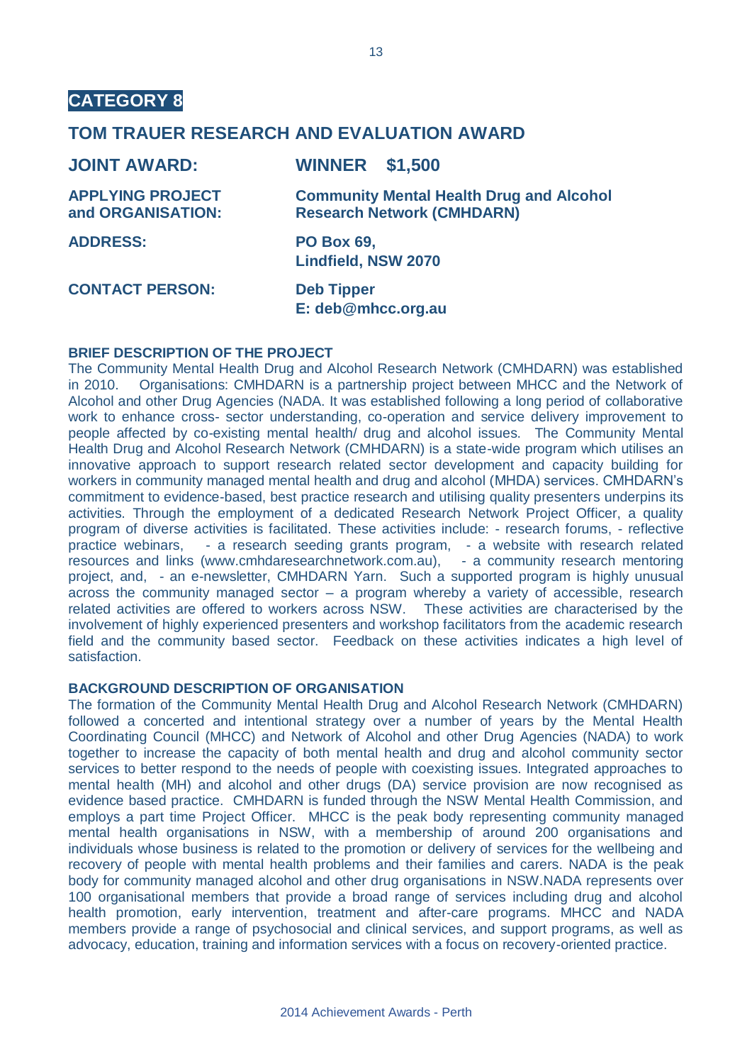# CATEGORY 8

## TOM TRAUER RESEARCH AND EVALUATION AWARD

| | |
|---|---|
| **JOINT AWARD:** | **WINNER $1,500** |
| **APPLYING PROJECT and ORGANISATION:** | **Community Mental Health Drug and Alcohol Research Network (CMHDARN)** |
| **ADDRESS:** | **PO Box 69, Lindfield, NSW 2070** |
| **CONTACT PERSON:** | **Deb Tipper E: deb@mhcc.org.au** |

### BRIEF DESCRIPTION OF THE PROJECT

The Community Mental Health Drug and Alcohol Research Network (CMHDARN) was established in 2010. Organisations: CMHDARN is a partnership project between MHCC and the Network of Alcohol and other Drug Agencies (NADA. It was established following a long period of collaborative work to enhance cross- sector understanding, co-operation and service delivery improvement to people affected by co-existing mental health/ drug and alcohol issues. The Community Mental Health Drug and Alcohol Research Network (CMHDARN) is a state-wide program which utilises an innovative approach to support research related sector development and capacity building for workers in community managed mental health and drug and alcohol (MHDA) services. CMHDARN's commitment to evidence-based, best practice research and utilising quality presenters underpins its activities. Through the employment of a dedicated Research Network Project Officer, a quality program of diverse activities is facilitated. These activities include: - research forums, - reflective practice webinars, - a research seeding grants program, - a website with research related resources and links (www.cmhdaresearchnetwork.com.au), - a community research mentoring project, and, - an e-newsletter, CMHDARN Yarn. Such a supported program is highly unusual across the community managed sector – a program whereby a variety of accessible, research related activities are offered to workers across NSW. These activities are characterised by the involvement of highly experienced presenters and workshop facilitators from the academic research field and the community based sector. Feedback on these activities indicates a high level of satisfaction.

### BACKGROUND DESCRIPTION OF ORGANISATION

The formation of the Community Mental Health Drug and Alcohol Research Network (CMHDARN) followed a concerted and intentional strategy over a number of years by the Mental Health Coordinating Council (MHCC) and Network of Alcohol and other Drug Agencies (NADA) to work together to increase the capacity of both mental health and drug and alcohol community sector services to better respond to the needs of people with coexisting issues. Integrated approaches to mental health (MH) and alcohol and other drugs (DA) service provision are now recognised as evidence based practice. CMHDARN is funded through the NSW Mental Health Commission, and employs a part time Project Officer. MHCC is the peak body representing community managed mental health organisations in NSW, with a membership of around 200 organisations and individuals whose business is related to the promotion or delivery of services for the wellbeing and recovery of people with mental health problems and their families and carers. NADA is the peak body for community managed alcohol and other drug organisations in NSW.NADA represents over 100 organisational members that provide a broad range of services including drug and alcohol health promotion, early intervention, treatment and after-care programs. MHCC and NADA members provide a range of psychosocial and clinical services, and support programs, as well as advocacy, education, training and information services with a focus on recovery-oriented practice.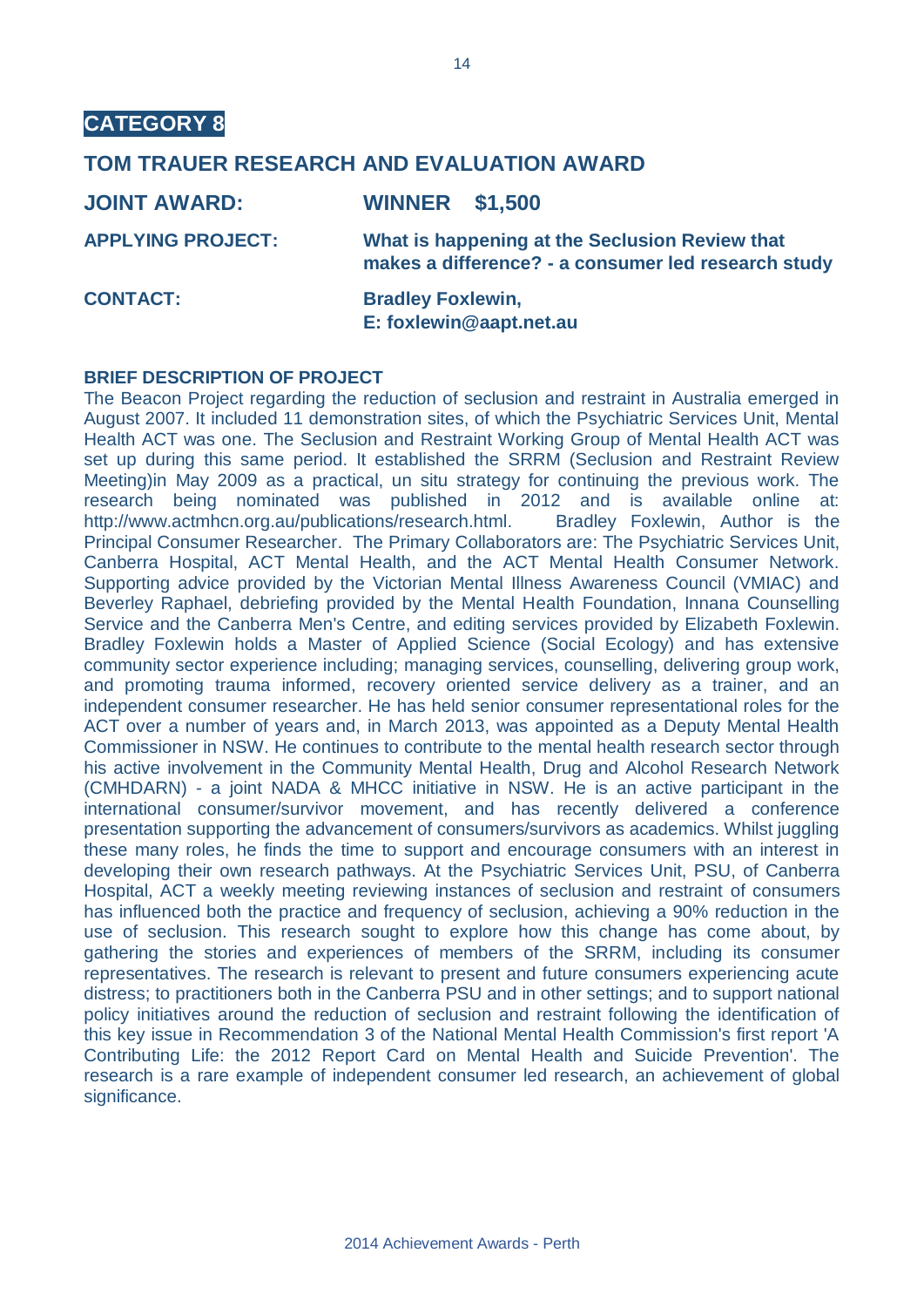## CATEGORY 8

## TOM TRAUER RESEARCH AND EVALUATION AWARD

**JOINT AWARD:** **WINNER $1,500**

**APPLYING PROJECT:** **What is happening at the Seclusion Review that makes a difference? - a consumer led research study**

**CONTACT:** **Bradley Foxlewin, E: foxlewin@aapt.net.au**

**BRIEF DESCRIPTION OF PROJECT**

The Beacon Project regarding the reduction of seclusion and restraint in Australia emerged in August 2007. It included 11 demonstration sites, of which the Psychiatric Services Unit, Mental Health ACT was one. The Seclusion and Restraint Working Group of Mental Health ACT was set up during this same period. It established the SRRM (Seclusion and Restraint Review Meeting)in May 2009 as a practical, un situ strategy for continuing the previous work. The research being nominated was published in 2012 and is available online at: http://www.actmhcn.org.au/publications/research.html. Bradley Foxlewin, Author is the Principal Consumer Researcher. The Primary Collaborators are: The Psychiatric Services Unit, Canberra Hospital, ACT Mental Health, and the ACT Mental Health Consumer Network. Supporting advice provided by the Victorian Mental Illness Awareness Council (VMIAC) and Beverley Raphael, debriefing provided by the Mental Health Foundation, Innana Counselling Service and the Canberra Men's Centre, and editing services provided by Elizabeth Foxlewin. Bradley Foxlewin holds a Master of Applied Science (Social Ecology) and has extensive community sector experience including; managing services, counselling, delivering group work, and promoting trauma informed, recovery oriented service delivery as a trainer, and an independent consumer researcher. He has held senior consumer representational roles for the ACT over a number of years and, in March 2013, was appointed as a Deputy Mental Health Commissioner in NSW. He continues to contribute to the mental health research sector through his active involvement in the Community Mental Health, Drug and Alcohol Research Network (CMHDARN) - a joint NADA & MHCC initiative in NSW. He is an active participant in the international consumer/survivor movement, and has recently delivered a conference presentation supporting the advancement of consumers/survivors as academics. Whilst juggling these many roles, he finds the time to support and encourage consumers with an interest in developing their own research pathways. At the Psychiatric Services Unit, PSU, of Canberra Hospital, ACT a weekly meeting reviewing instances of seclusion and restraint of consumers has influenced both the practice and frequency of seclusion, achieving a 90% reduction in the use of seclusion. This research sought to explore how this change has come about, by gathering the stories and experiences of members of the SRRM, including its consumer representatives. The research is relevant to present and future consumers experiencing acute distress; to practitioners both in the Canberra PSU and in other settings; and to support national policy initiatives around the reduction of seclusion and restraint following the identification of this key issue in Recommendation 3 of the National Mental Health Commission's first report 'A Contributing Life: the 2012 Report Card on Mental Health and Suicide Prevention'. The research is a rare example of independent consumer led research, an achievement of global significance.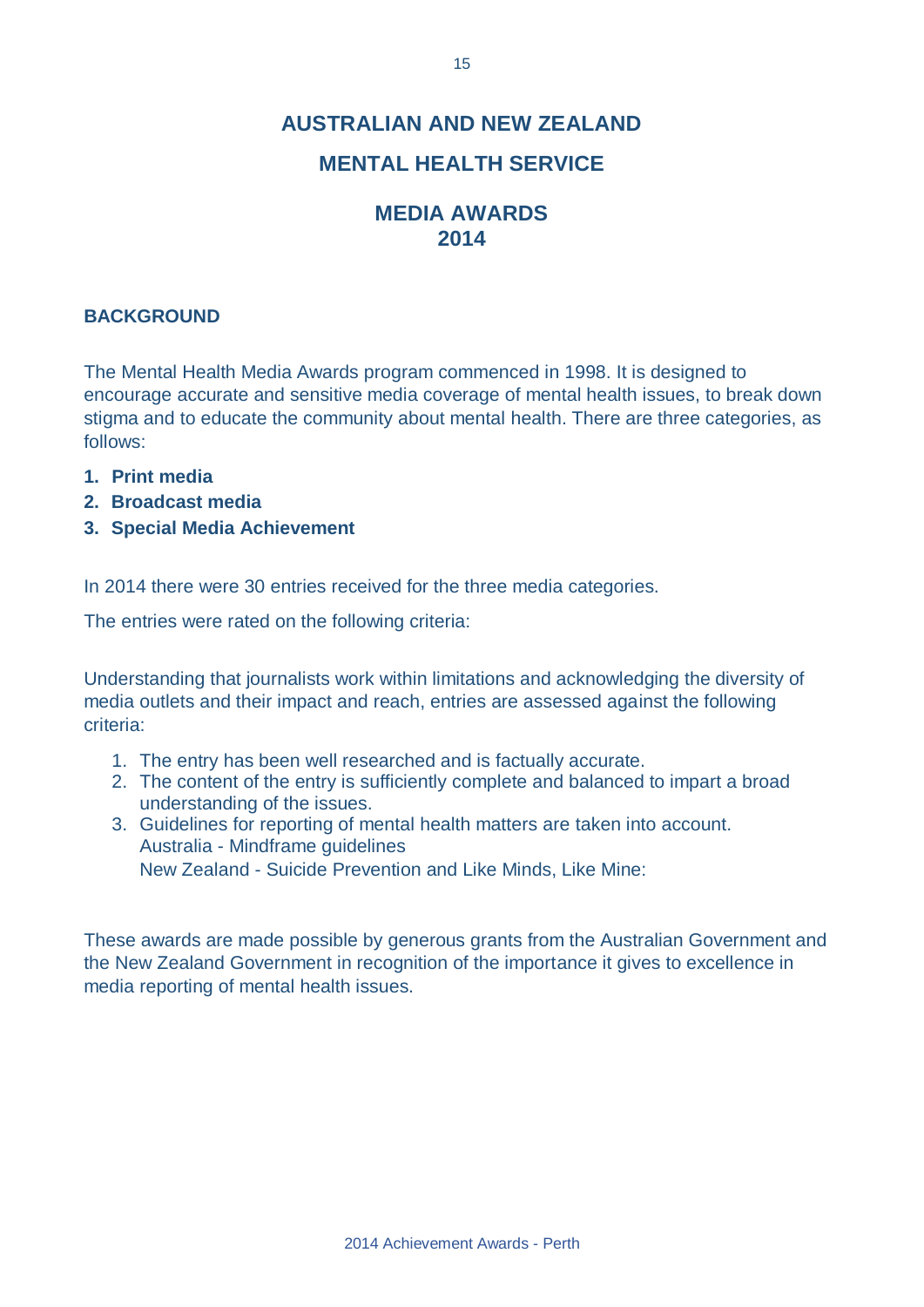# AUSTRALIAN AND NEW ZEALAND

# MENTAL HEALTH SERVICE

## MEDIA AWARDS 2014

### BACKGROUND

The Mental Health Media Awards program commenced in 1998. It is designed to encourage accurate and sensitive media coverage of mental health issues, to break down stigma and to educate the community about mental health. There are three categories, as follows:

1. **Print media**
2. **Broadcast media**
3. **Special Media Achievement**

In 2014 there were 30 entries received for the three media categories.

The entries were rated on the following criteria:

Understanding that journalists work within limitations and acknowledging the diversity of media outlets and their impact and reach, entries are assessed against the following criteria:

1. The entry has been well researched and is factually accurate.
2. The content of the entry is sufficiently complete and balanced to impart a broad understanding of the issues.
3. Guidelines for reporting of mental health matters are taken into account.
   Australia - Mindframe guidelines
   New Zealand - Suicide Prevention and Like Minds, Like Mine:

These awards are made possible by generous grants from the Australian Government and the New Zealand Government in recognition of the importance it gives to excellence in media reporting of mental health issues.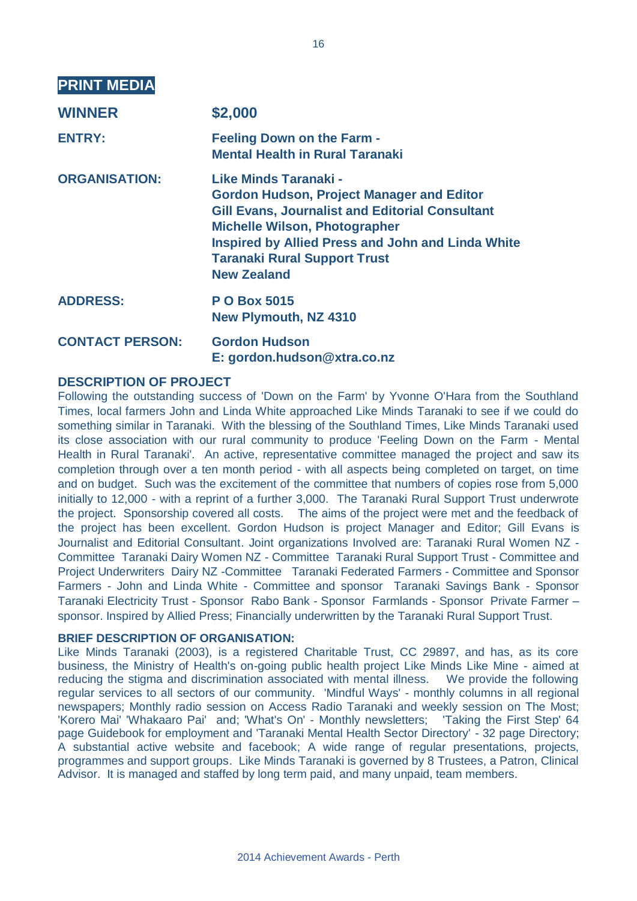## PRINT MEDIA

**WINNER** **$2,000**

**ENTRY:** **Feeling Down on the Farm - Mental Health in Rural Taranaki**

**ORGANISATION:** **Like Minds Taranaki -**
**Gordon Hudson, Project Manager and Editor**
**Gill Evans, Journalist and Editorial Consultant**
**Michelle Wilson, Photographer**
**Inspired by Allied Press and John and Linda White**
**Taranaki Rural Support Trust**
**New Zealand**

**ADDRESS:** **P O Box 5015**
**New Plymouth, NZ 4310**

**CONTACT PERSON:** **Gordon Hudson**
**E: gordon.hudson@xtra.co.nz**

### DESCRIPTION OF PROJECT

Following the outstanding success of 'Down on the Farm' by Yvonne O'Hara from the Southland Times, local farmers John and Linda White approached Like Minds Taranaki to see if we could do something similar in Taranaki. With the blessing of the Southland Times, Like Minds Taranaki used its close association with our rural community to produce 'Feeling Down on the Farm - Mental Health in Rural Taranaki'. An active, representative committee managed the project and saw its completion through over a ten month period - with all aspects being completed on target, on time and on budget. Such was the excitement of the committee that numbers of copies rose from 5,000 initially to 12,000 - with a reprint of a further 3,000. The Taranaki Rural Support Trust underwrote the project. Sponsorship covered all costs. The aims of the project were met and the feedback of the project has been excellent. Gordon Hudson is project Manager and Editor; Gill Evans is Journalist and Editorial Consultant. Joint organizations Involved are: Taranaki Rural Women NZ - Committee Taranaki Dairy Women NZ - Committee Taranaki Rural Support Trust - Committee and Project Underwriters Dairy NZ -Committee Taranaki Federated Farmers - Committee and Sponsor Farmers - John and Linda White - Committee and sponsor Taranaki Savings Bank - Sponsor Taranaki Electricity Trust - Sponsor Rabo Bank - Sponsor Farmlands - Sponsor Private Farmer – sponsor. Inspired by Allied Press; Financially underwritten by the Taranaki Rural Support Trust.

### BRIEF DESCRIPTION OF ORGANISATION:

Like Minds Taranaki (2003), is a registered Charitable Trust, CC 29897, and has, as its core business, the Ministry of Health's on-going public health project Like Minds Like Mine - aimed at reducing the stigma and discrimination associated with mental illness. We provide the following regular services to all sectors of our community. 'Mindful Ways' - monthly columns in all regional newspapers; Monthly radio session on Access Radio Taranaki and weekly session on The Most; 'Korero Mai' 'Whakaaro Pai' and; 'What's On' - Monthly newsletters; 'Taking the First Step' 64 page Guidebook for employment and 'Taranaki Mental Health Sector Directory' - 32 page Directory; A substantial active website and facebook; A wide range of regular presentations, projects, programmes and support groups. Like Minds Taranaki is governed by 8 Trustees, a Patron, Clinical Advisor. It is managed and staffed by long term paid, and many unpaid, team members.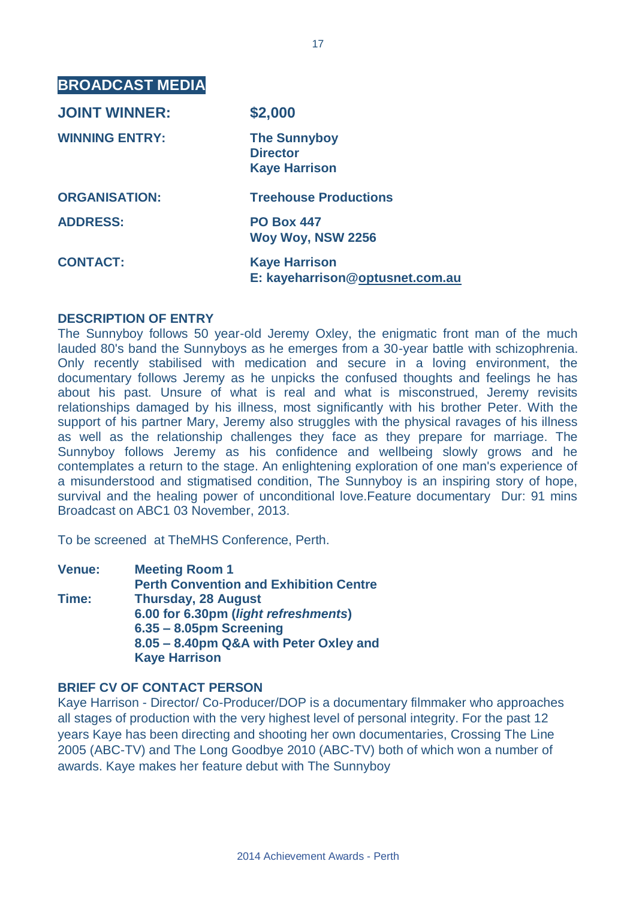## BROADCAST MEDIA

| | |
|---|---|
| **JOINT WINNER:** | **$2,000** |
| **WINNING ENTRY:** | **The Sunnyboy**<br>**Director**<br>**Kaye Harrison** |
| **ORGANISATION:** | **Treehouse Productions** |
| **ADDRESS:** | **PO Box 447**<br>**Woy Woy, NSW 2256** |
| **CONTACT:** | **Kaye Harrison**<br>**E: kayeharrison@optusnet.com.au** |

### DESCRIPTION OF ENTRY

The Sunnyboy follows 50 year-old Jeremy Oxley, the enigmatic front man of the much lauded 80's band the Sunnyboys as he emerges from a 30-year battle with schizophrenia. Only recently stabilised with medication and secure in a loving environment, the documentary follows Jeremy as he unpicks the confused thoughts and feelings he has about his past. Unsure of what is real and what is misconstrued, Jeremy revisits relationships damaged by his illness, most significantly with his brother Peter. With the support of his partner Mary, Jeremy also struggles with the physical ravages of his illness as well as the relationship challenges they face as they prepare for marriage. The Sunnyboy follows Jeremy as his confidence and wellbeing slowly grows and he contemplates a return to the stage. An enlightening exploration of one man's experience of a misunderstood and stigmatised condition, The Sunnyboy is an inspiring story of hope, survival and the healing power of unconditional love.Feature documentary Dur: 91 mins Broadcast on ABC1 03 November, 2013.

To be screened at TheMHS Conference, Perth.

| | |
|---|---|
| **Venue:** | **Meeting Room 1**<br>**Perth Convention and Exhibition Centre** |
| **Time:** | **Thursday, 28 August**<br>**6.00 for 6.30pm (*light refreshments*)**<br>**6.35 – 8.05pm Screening**<br>**8.05 – 8.40pm Q&A with Peter Oxley and Kaye Harrison** |

### BRIEF CV OF CONTACT PERSON

Kaye Harrison - Director/ Co-Producer/DOP is a documentary filmmaker who approaches all stages of production with the very highest level of personal integrity. For the past 12 years Kaye has been directing and shooting her own documentaries, Crossing The Line 2005 (ABC-TV) and The Long Goodbye 2010 (ABC-TV) both of which won a number of awards. Kaye makes her feature debut with The Sunnyboy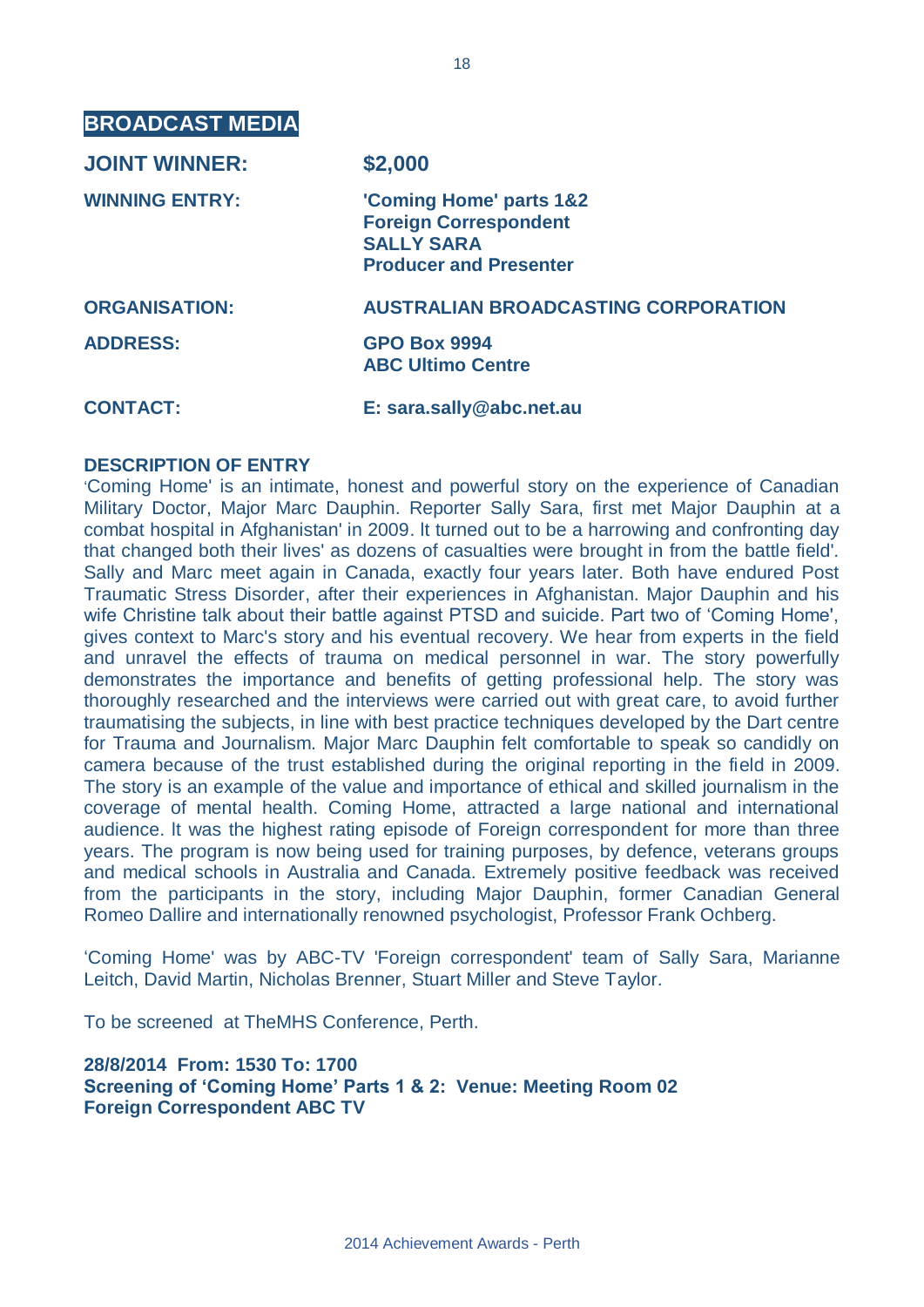## BROADCAST MEDIA

| | |
|---|---|
| **JOINT WINNER:** | **$2,000** |
| **WINNING ENTRY:** | **'Coming Home' parts 1&2**<br>**Foreign Correspondent**<br>**SALLY SARA**<br>**Producer and Presenter** |
| **ORGANISATION:** | **AUSTRALIAN BROADCASTING CORPORATION** |
| **ADDRESS:** | **GPO Box 9994**<br>**ABC Ultimo Centre** |
| **CONTACT:** | **E: sara.sally@abc.net.au** |

**DESCRIPTION OF ENTRY**

'Coming Home' is an intimate, honest and powerful story on the experience of Canadian Military Doctor, Major Marc Dauphin. Reporter Sally Sara, first met Major Dauphin at a combat hospital in Afghanistan' in 2009. It turned out to be a harrowing and confronting day that changed both their lives' as dozens of casualties were brought in from the battle field'. Sally and Marc meet again in Canada, exactly four years later. Both have endured Post Traumatic Stress Disorder, after their experiences in Afghanistan. Major Dauphin and his wife Christine talk about their battle against PTSD and suicide. Part two of 'Coming Home', gives context to Marc's story and his eventual recovery. We hear from experts in the field and unravel the effects of trauma on medical personnel in war. The story powerfully demonstrates the importance and benefits of getting professional help. The story was thoroughly researched and the interviews were carried out with great care, to avoid further traumatising the subjects, in line with best practice techniques developed by the Dart centre for Trauma and Journalism. Major Marc Dauphin felt comfortable to speak so candidly on camera because of the trust established during the original reporting in the field in 2009. The story is an example of the value and importance of ethical and skilled journalism in the coverage of mental health. Coming Home, attracted a large national and international audience. It was the highest rating episode of Foreign correspondent for more than three years. The program is now being used for training purposes, by defence, veterans groups and medical schools in Australia and Canada. Extremely positive feedback was received from the participants in the story, including Major Dauphin, former Canadian General Romeo Dallire and internationally renowned psychologist, Professor Frank Ochberg.

'Coming Home' was by ABC-TV 'Foreign correspondent' team of Sally Sara, Marianne Leitch, David Martin, Nicholas Brenner, Stuart Miller and Steve Taylor.

To be screened at TheMHS Conference, Perth.

**28/8/2014 From: 1530 To: 1700**
**Screening of 'Coming Home' Parts 1 & 2: Venue: Meeting Room 02**
**Foreign Correspondent ABC TV**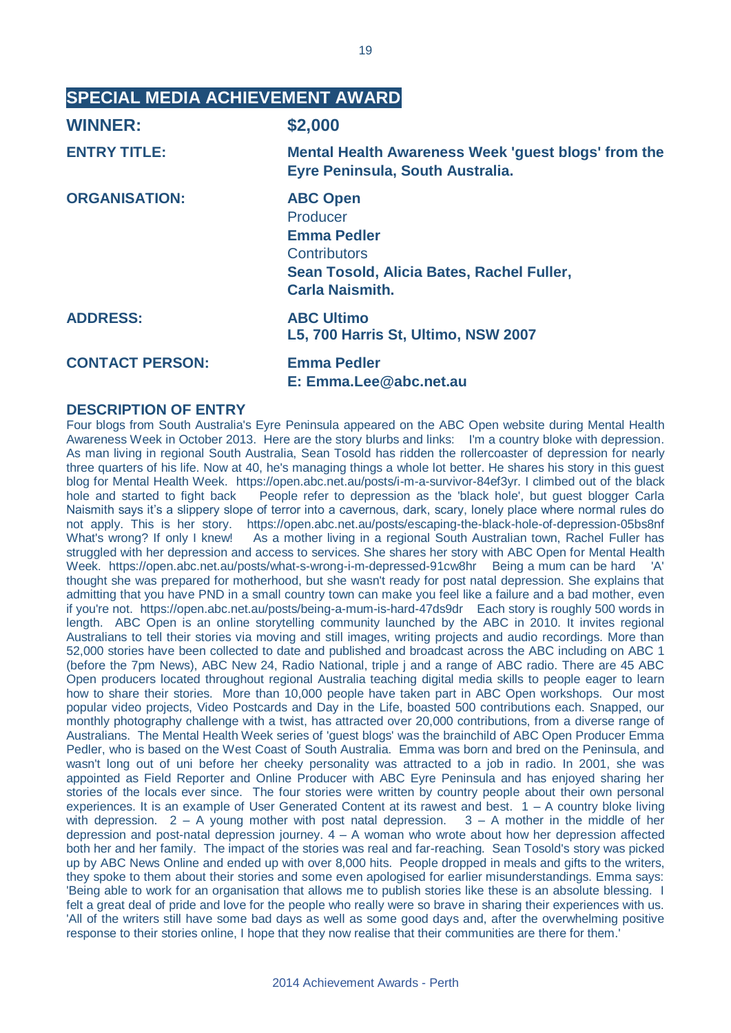## SPECIAL MEDIA ACHIEVEMENT AWARD

| | |
|---|---|
| **WINNER:** | **$2,000** |
| **ENTRY TITLE:** | **Mental Health Awareness Week 'guest blogs' from the Eyre Peninsula, South Australia.** |
| **ORGANISATION:** | **ABC Open**<br>Producer<br>**Emma Pedler**<br>Contributors<br>**Sean Tosold, Alicia Bates, Rachel Fuller, Carla Naismith.** |
| **ADDRESS:** | **ABC Ultimo**<br>**L5, 700 Harris St, Ultimo, NSW 2007** |
| **CONTACT PERSON:** | **Emma Pedler**<br>**E: Emma.Lee@abc.net.au** |

### DESCRIPTION OF ENTRY

Four blogs from South Australia's Eyre Peninsula appeared on the ABC Open website during Mental Health Awareness Week in October 2013. Here are the story blurbs and links: I'm a country bloke with depression. As man living in regional South Australia, Sean Tosold has ridden the rollercoaster of depression for nearly three quarters of his life. Now at 40, he's managing things a whole lot better. He shares his story in this guest blog for Mental Health Week. https://open.abc.net.au/posts/i-m-a-survivor-84ef3yr. I climbed out of the black hole and started to fight back People refer to depression as the 'black hole', but guest blogger Carla Naismith says it's a slippery slope of terror into a cavernous, dark, scary, lonely place where normal rules do not apply. This is her story. https://open.abc.net.au/posts/escaping-the-black-hole-of-depression-05bs8nf What's wrong? If only I knew! As a mother living in a regional South Australian town, Rachel Fuller has struggled with her depression and access to services. She shares her story with ABC Open for Mental Health Week. https://open.abc.net.au/posts/what-s-wrong-i-m-depressed-91cw8hr Being a mum can be hard 'A' thought she was prepared for motherhood, but she wasn't ready for post natal depression. She explains that admitting that you have PND in a small country town can make you feel like a failure and a bad mother, even if you're not. https://open.abc.net.au/posts/being-a-mum-is-hard-47ds9dr Each story is roughly 500 words in length. ABC Open is an online storytelling community launched by the ABC in 2010. It invites regional Australians to tell their stories via moving and still images, writing projects and audio recordings. More than 52,000 stories have been collected to date and published and broadcast across the ABC including on ABC 1 (before the 7pm News), ABC New 24, Radio National, triple j and a range of ABC radio. There are 45 ABC Open producers located throughout regional Australia teaching digital media skills to people eager to learn how to share their stories. More than 10,000 people have taken part in ABC Open workshops. Our most popular video projects, Video Postcards and Day in the Life, boasted 500 contributions each. Snapped, our monthly photography challenge with a twist, has attracted over 20,000 contributions, from a diverse range of Australians. The Mental Health Week series of 'guest blogs' was the brainchild of ABC Open Producer Emma Pedler, who is based on the West Coast of South Australia. Emma was born and bred on the Peninsula, and wasn't long out of uni before her cheeky personality was attracted to a job in radio. In 2001, she was appointed as Field Reporter and Online Producer with ABC Eyre Peninsula and has enjoyed sharing her stories of the locals ever since. The four stories were written by country people about their own personal experiences. It is an example of User Generated Content at its rawest and best. 1 – A country bloke living with depression. 2 – A young mother with post natal depression. 3 – A mother in the middle of her depression and post-natal depression journey. 4 – A woman who wrote about how her depression affected both her and her family. The impact of the stories was real and far-reaching. Sean Tosold's story was picked up by ABC News Online and ended up with over 8,000 hits. People dropped in meals and gifts to the writers, they spoke to them about their stories and some even apologised for earlier misunderstandings. Emma says: 'Being able to work for an organisation that allows me to publish stories like these is an absolute blessing. I felt a great deal of pride and love for the people who really were so brave in sharing their experiences with us. 'All of the writers still have some bad days as well as some good days and, after the overwhelming positive response to their stories online, I hope that they now realise that their communities are there for them.'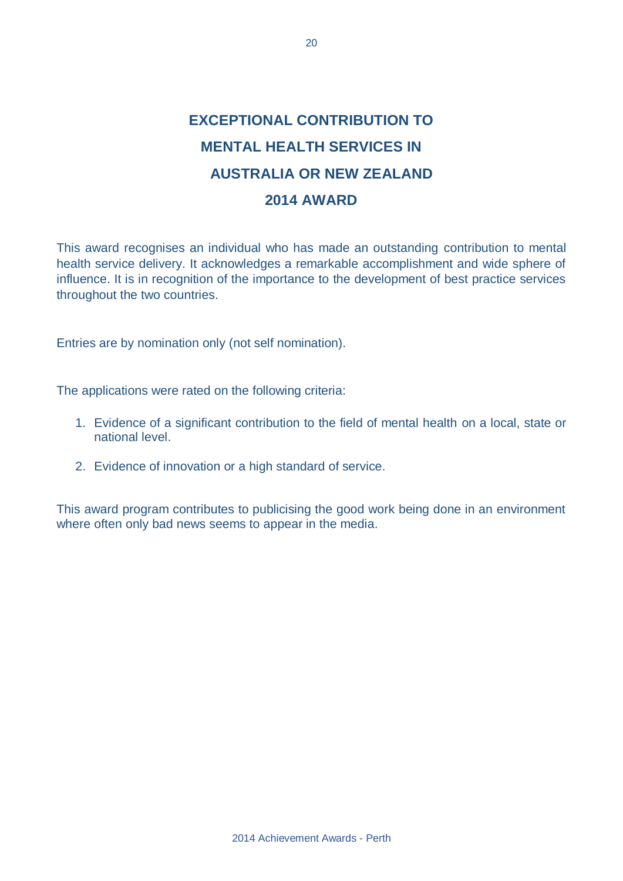# EXCEPTIONAL CONTRIBUTION TO MENTAL HEALTH SERVICES IN AUSTRALIA OR NEW ZEALAND 2014 AWARD

This award recognises an individual who has made an outstanding contribution to mental health service delivery. It acknowledges a remarkable accomplishment and wide sphere of influence. It is in recognition of the importance to the development of best practice services throughout the two countries.

Entries are by nomination only (not self nomination).

The applications were rated on the following criteria:

1. Evidence of a significant contribution to the field of mental health on a local, state or national level.
2. Evidence of innovation or a high standard of service.

This award program contributes to publicising the good work being done in an environment where often only bad news seems to appear in the media.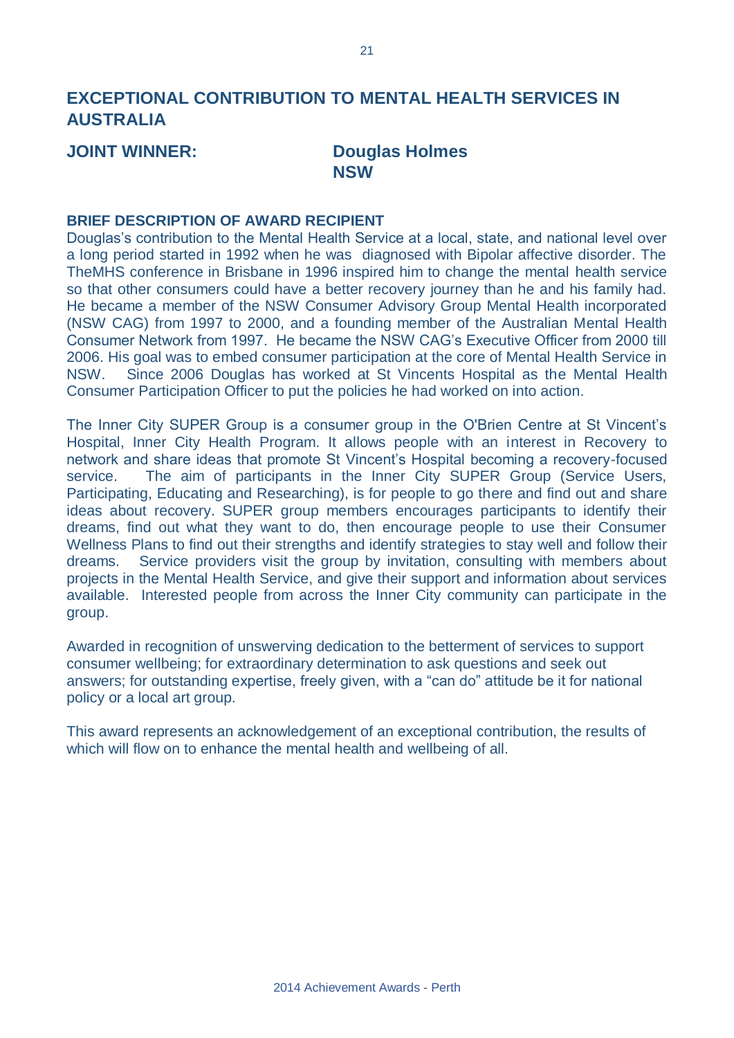## EXCEPTIONAL CONTRIBUTION TO MENTAL HEALTH SERVICES IN AUSTRALIA

**JOINT WINNER:** **Douglas Holmes**
**NSW**

### BRIEF DESCRIPTION OF AWARD RECIPIENT

Douglas's contribution to the Mental Health Service at a local, state, and national level over a long period started in 1992 when he was diagnosed with Bipolar affective disorder. The TheMHS conference in Brisbane in 1996 inspired him to change the mental health service so that other consumers could have a better recovery journey than he and his family had. He became a member of the NSW Consumer Advisory Group Mental Health incorporated (NSW CAG) from 1997 to 2000, and a founding member of the Australian Mental Health Consumer Network from 1997. He became the NSW CAG's Executive Officer from 2000 till 2006. His goal was to embed consumer participation at the core of Mental Health Service in NSW. Since 2006 Douglas has worked at St Vincents Hospital as the Mental Health Consumer Participation Officer to put the policies he had worked on into action.

The Inner City SUPER Group is a consumer group in the O'Brien Centre at St Vincent's Hospital, Inner City Health Program. It allows people with an interest in Recovery to network and share ideas that promote St Vincent's Hospital becoming a recovery-focused service. The aim of participants in the Inner City SUPER Group (Service Users, Participating, Educating and Researching), is for people to go there and find out and share ideas about recovery. SUPER group members encourages participants to identify their dreams, find out what they want to do, then encourage people to use their Consumer Wellness Plans to find out their strengths and identify strategies to stay well and follow their dreams. Service providers visit the group by invitation, consulting with members about projects in the Mental Health Service, and give their support and information about services available. Interested people from across the Inner City community can participate in the group.

Awarded in recognition of unswerving dedication to the betterment of services to support consumer wellbeing; for extraordinary determination to ask questions and seek out answers; for outstanding expertise, freely given, with a "can do" attitude be it for national policy or a local art group.

This award represents an acknowledgement of an exceptional contribution, the results of which will flow on to enhance the mental health and wellbeing of all.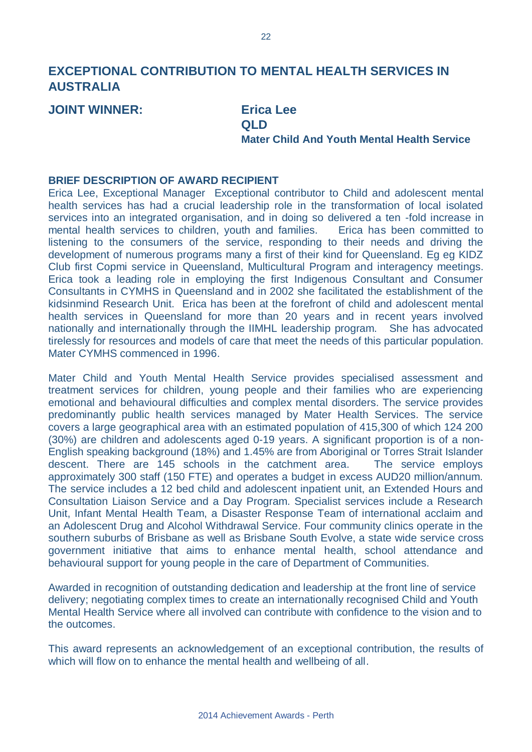## EXCEPTIONAL CONTRIBUTION TO MENTAL HEALTH SERVICES IN AUSTRALIA

**JOINT WINNER:** **Erica Lee**
**QLD**
**Mater Child And Youth Mental Health Service**

### BRIEF DESCRIPTION OF AWARD RECIPIENT

Erica Lee, Exceptional Manager Exceptional contributor to Child and adolescent mental health services has had a crucial leadership role in the transformation of local isolated services into an integrated organisation, and in doing so delivered a ten -fold increase in mental health services to children, youth and families. Erica has been committed to listening to the consumers of the service, responding to their needs and driving the development of numerous programs many a first of their kind for Queensland. Eg eg KIDZ Club first Copmi service in Queensland, Multicultural Program and interagency meetings. Erica took a leading role in employing the first Indigenous Consultant and Consumer Consultants in CYMHS in Queensland and in 2002 she facilitated the establishment of the kidsinmind Research Unit. Erica has been at the forefront of child and adolescent mental health services in Queensland for more than 20 years and in recent years involved nationally and internationally through the IIMHL leadership program. She has advocated tirelessly for resources and models of care that meet the needs of this particular population. Mater CYMHS commenced in 1996.

Mater Child and Youth Mental Health Service provides specialised assessment and treatment services for children, young people and their families who are experiencing emotional and behavioural difficulties and complex mental disorders. The service provides predominantly public health services managed by Mater Health Services. The service covers a large geographical area with an estimated population of 415,300 of which 124 200 (30%) are children and adolescents aged 0-19 years. A significant proportion is of a non-English speaking background (18%) and 1.45% are from Aboriginal or Torres Strait Islander descent. There are 145 schools in the catchment area. The service employs approximately 300 staff (150 FTE) and operates a budget in excess AUD20 million/annum. The service includes a 12 bed child and adolescent inpatient unit, an Extended Hours and Consultation Liaison Service and a Day Program. Specialist services include a Research Unit, Infant Mental Health Team, a Disaster Response Team of international acclaim and an Adolescent Drug and Alcohol Withdrawal Service. Four community clinics operate in the southern suburbs of Brisbane as well as Brisbane South Evolve, a state wide service cross government initiative that aims to enhance mental health, school attendance and behavioural support for young people in the care of Department of Communities.

Awarded in recognition of outstanding dedication and leadership at the front line of service delivery; negotiating complex times to create an internationally recognised Child and Youth Mental Health Service where all involved can contribute with confidence to the vision and to the outcomes.

This award represents an acknowledgement of an exceptional contribution, the results of which will flow on to enhance the mental health and wellbeing of all.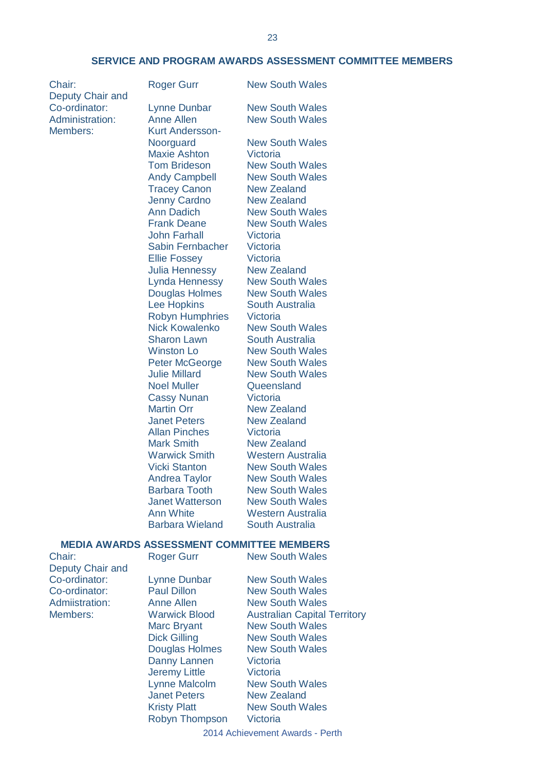## SERVICE AND PROGRAM AWARDS ASSESSMENT COMMITTEE MEMBERS

| | | |
|---|---|---|
| Chair: | Roger Gurr | New South Wales |
| Deputy Chair and Co-ordinator: | Lynne Dunbar | New South Wales |
| Administration: | Anne Allen | New South Wales |
| Members: | Kurt Andersson-Noorguard | New South Wales |
| | Maxie Ashton | Victoria |
| | Tom Brideson | New South Wales |
| | Andy Campbell | New South Wales |
| | Tracey Canon | New Zealand |
| | Jenny Cardno | New Zealand |
| | Ann Dadich | New South Wales |
| | Frank Deane | New South Wales |
| | John Farhall | Victoria |
| | Sabin Fernbacher | Victoria |
| | Ellie Fossey | Victoria |
| | Julia Hennessy | New Zealand |
| | Lynda Hennessy | New South Wales |
| | Douglas Holmes | New South Wales |
| | Lee Hopkins | South Australia |
| | Robyn Humphries | Victoria |
| | Nick Kowalenko | New South Wales |
| | Sharon Lawn | South Australia |
| | Winston Lo | New South Wales |
| | Peter McGeorge | New South Wales |
| | Julie Millard | New South Wales |
| | Noel Muller | Queensland |
| | Cassy Nunan | Victoria |
| | Martin Orr | New Zealand |
| | Janet Peters | New Zealand |
| | Allan Pinches | Victoria |
| | Mark Smith | New Zealand |
| | Warwick Smith | Western Australia |
| | Vicki Stanton | New South Wales |
| | Andrea Taylor | New South Wales |
| | Barbara Tooth | New South Wales |
| | Janet Watterson | New South Wales |
| | Ann White | Western Australia |
| | Barbara Wieland | South Australia |

## MEDIA AWARDS ASSESSMENT COMMITTEE MEMBERS

| | | |
|---|---|---|
| Chair: | Roger Gurr | New South Wales |
| Deputy Chair and Co-ordinator: | Lynne Dunbar | New South Wales |
| Co-ordinator: | Paul Dillon | New South Wales |
| Admiistration: | Anne Allen | New South Wales |
| Members: | Warwick Blood | Australian Capital Territory |
| | Marc Bryant | New South Wales |
| | Dick Gilling | New South Wales |
| | Douglas Holmes | New South Wales |
| | Danny Lannen | Victoria |
| | Jeremy Little | Victoria |
| | Lynne Malcolm | New South Wales |
| | Janet Peters | New Zealand |
| | Kristy Platt | New South Wales |
| | Robyn Thompson | Victoria |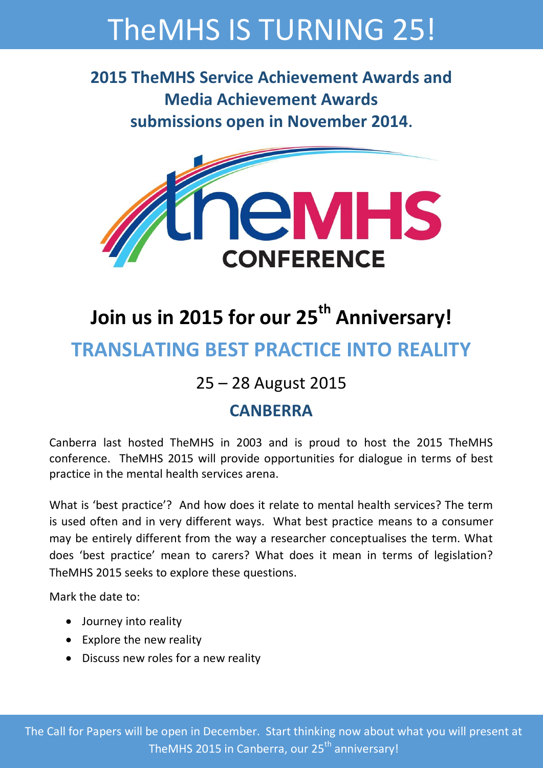# TheMHS IS TURNING 25!

## 2015 TheMHS Service Achievement Awards and Media Achievement Awards submissions open in November 2014.

theMHS CONFERENCE

## Join us in 2015 for our 25th Anniversary!

## TRANSLATING BEST PRACTICE INTO REALITY

25 – 28 August 2015

**CANBERRA**

Canberra last hosted TheMHS in 2003 and is proud to host the 2015 TheMHS conference. TheMHS 2015 will provide opportunities for dialogue in terms of best practice in the mental health services arena.

What is 'best practice'? And how does it relate to mental health services? The term is used often and in very different ways. What best practice means to a consumer may be entirely different from the way a researcher conceptualises the term. What does 'best practice' mean to carers? What does it mean in terms of legislation? TheMHS 2015 seeks to explore these questions.

Mark the date to:

- Journey into reality
- Explore the new reality
- Discuss new roles for a new reality

The Call for Papers will be open in December. Start thinking now about what you will present at TheMHS 2015 in Canberra, our 25th anniversary!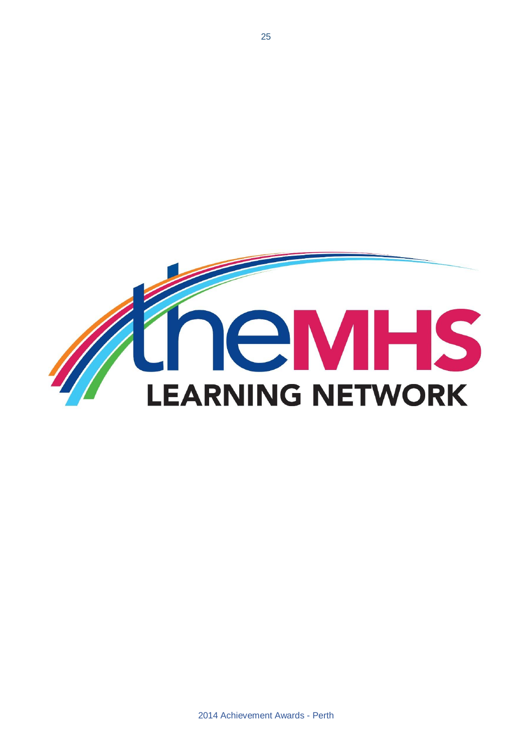theMHS

LEARNING NETWORK